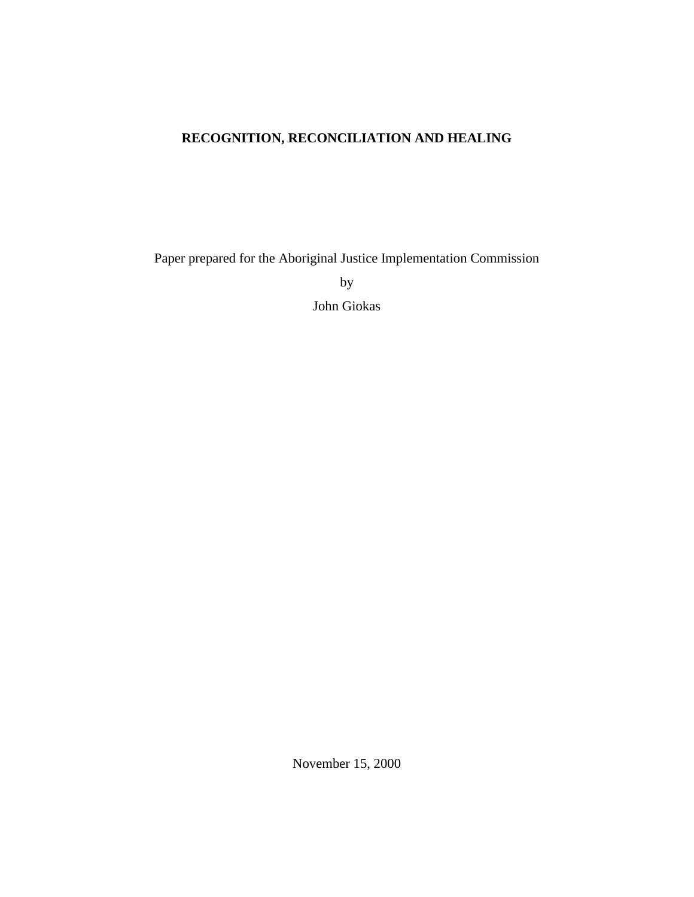# RECOGNITION, RECONCILIATION AND HEALING

Paper prepared for the Aboriginal Justice Implementation Commission

by

John Giokas

November 15, 2000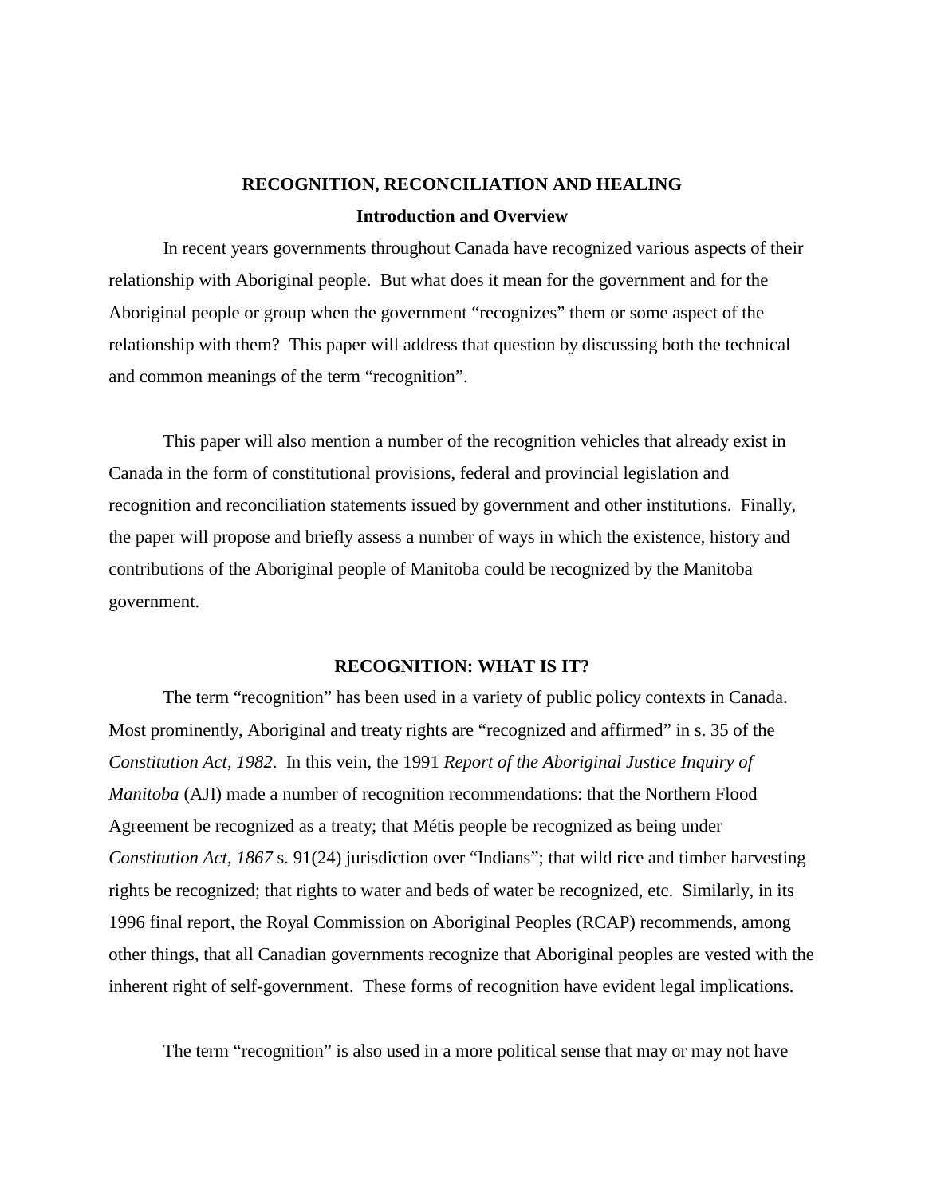# RECOGNITION, RECONCILIATION AND HEALING

## Introduction and Overview

In recent years governments throughout Canada have recognized various aspects of their relationship with Aboriginal people. But what does it mean for the government and for the Aboriginal people or group when the government "recognizes" them or some aspect of the relationship with them? This paper will address that question by discussing both the technical and common meanings of the term "recognition".

This paper will also mention a number of the recognition vehicles that already exist in Canada in the form of constitutional provisions, federal and provincial legislation and recognition and reconciliation statements issued by government and other institutions. Finally, the paper will propose and briefly assess a number of ways in which the existence, history and contributions of the Aboriginal people of Manitoba could be recognized by the Manitoba government.

## RECOGNITION: WHAT IS IT?

The term "recognition" has been used in a variety of public policy contexts in Canada. Most prominently, Aboriginal and treaty rights are "recognized and affirmed" in s. 35 of the *Constitution Act, 1982*. In this vein, the 1991 *Report of the Aboriginal Justice Inquiry of Manitoba* (AJI) made a number of recognition recommendations: that the Northern Flood Agreement be recognized as a treaty; that Métis people be recognized as being under *Constitution Act, 1867* s. 91(24) jurisdiction over "Indians"; that wild rice and timber harvesting rights be recognized; that rights to water and beds of water be recognized, etc. Similarly, in its 1996 final report, the Royal Commission on Aboriginal Peoples (RCAP) recommends, among other things, that all Canadian governments recognize that Aboriginal peoples are vested with the inherent right of self-government. These forms of recognition have evident legal implications.

The term "recognition" is also used in a more political sense that may or may not have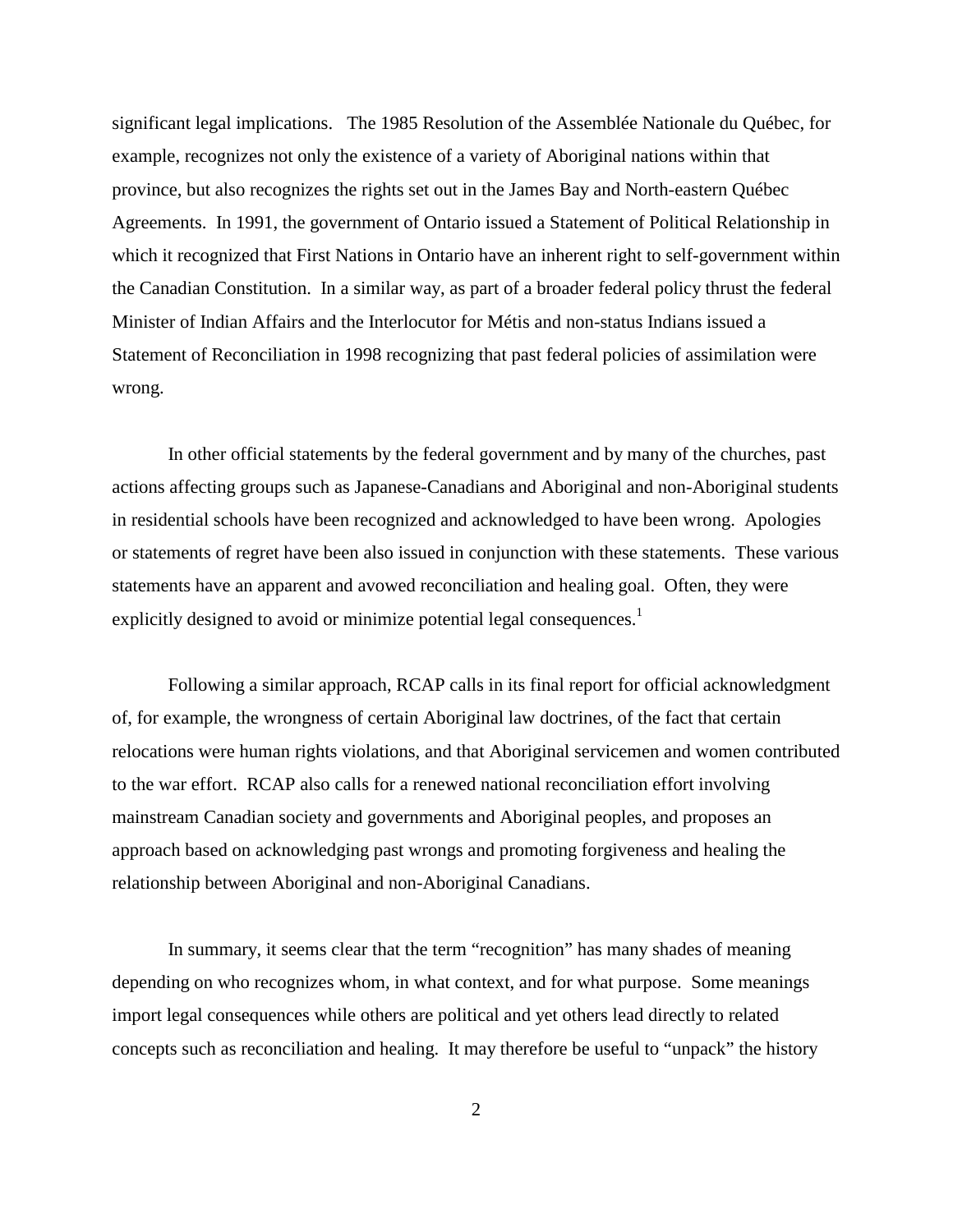significant legal implications. The 1985 Resolution of the Assemblée Nationale du Québec, for example, recognizes not only the existence of a variety of Aboriginal nations within that province, but also recognizes the rights set out in the James Bay and North-eastern Québec Agreements. In 1991, the government of Ontario issued a Statement of Political Relationship in which it recognized that First Nations in Ontario have an inherent right to self-government within the Canadian Constitution. In a similar way, as part of a broader federal policy thrust the federal Minister of Indian Affairs and the Interlocutor for Métis and non-status Indians issued a Statement of Reconciliation in 1998 recognizing that past federal policies of assimilation were wrong.

In other official statements by the federal government and by many of the churches, past actions affecting groups such as Japanese-Canadians and Aboriginal and non-Aboriginal students in residential schools have been recognized and acknowledged to have been wrong. Apologies or statements of regret have been also issued in conjunction with these statements. These various statements have an apparent and avowed reconciliation and healing goal. Often, they were explicitly designed to avoid or minimize potential legal consequences.[1]

Following a similar approach, RCAP calls in its final report for official acknowledgment of, for example, the wrongness of certain Aboriginal law doctrines, of the fact that certain relocations were human rights violations, and that Aboriginal servicemen and women contributed to the war effort. RCAP also calls for a renewed national reconciliation effort involving mainstream Canadian society and governments and Aboriginal peoples, and proposes an approach based on acknowledging past wrongs and promoting forgiveness and healing the relationship between Aboriginal and non-Aboriginal Canadians.

In summary, it seems clear that the term "recognition" has many shades of meaning depending on who recognizes whom, in what context, and for what purpose. Some meanings import legal consequences while others are political and yet others lead directly to related concepts such as reconciliation and healing. It may therefore be useful to "unpack" the history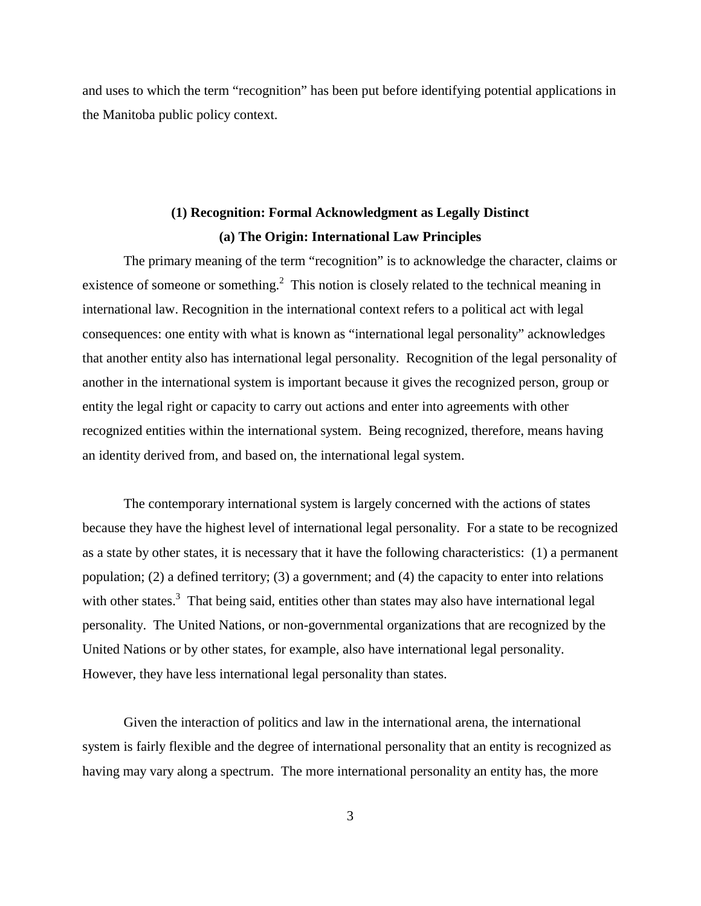and uses to which the term “recognition” has been put before identifying potential applications in the Manitoba public policy context.

## (1) Recognition: Formal Acknowledgment as Legally Distinct

### (a) The Origin: International Law Principles

The primary meaning of the term “recognition” is to acknowledge the character, claims or existence of someone or something.[2] This notion is closely related to the technical meaning in international law. Recognition in the international context refers to a political act with legal consequences: one entity with what is known as “international legal personality” acknowledges that another entity also has international legal personality. Recognition of the legal personality of another in the international system is important because it gives the recognized person, group or entity the legal right or capacity to carry out actions and enter into agreements with other recognized entities within the international system. Being recognized, therefore, means having an identity derived from, and based on, the international legal system.

The contemporary international system is largely concerned with the actions of states because they have the highest level of international legal personality. For a state to be recognized as a state by other states, it is necessary that it have the following characteristics: (1) a permanent population; (2) a defined territory; (3) a government; and (4) the capacity to enter into relations with other states.[3] That being said, entities other than states may also have international legal personality. The United Nations, or non-governmental organizations that are recognized by the United Nations or by other states, for example, also have international legal personality. However, they have less international legal personality than states.

Given the interaction of politics and law in the international arena, the international system is fairly flexible and the degree of international personality that an entity is recognized as having may vary along a spectrum. The more international personality an entity has, the more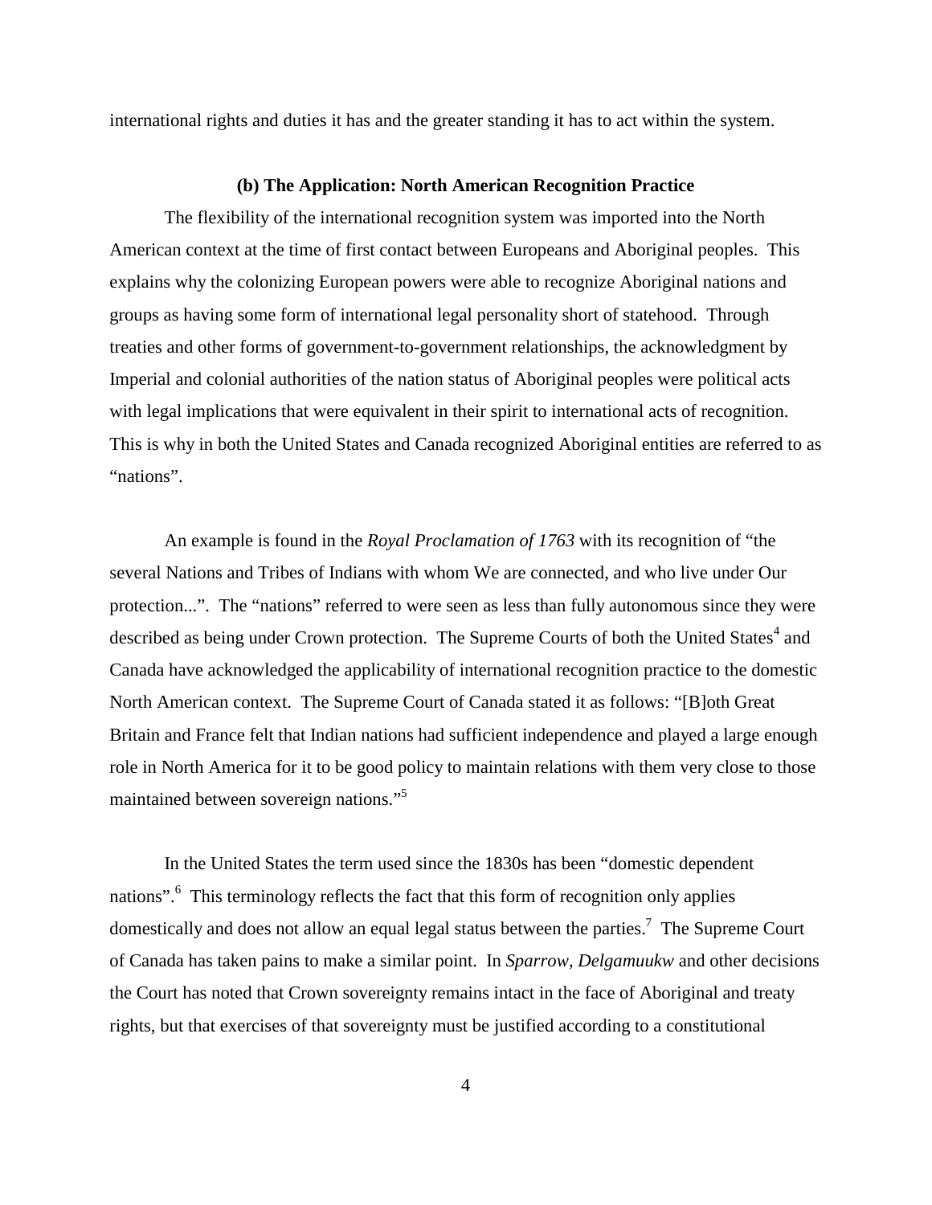international rights and duties it has and the greater standing it has to act within the system.

### (b) The Application: North American Recognition Practice

The flexibility of the international recognition system was imported into the North American context at the time of first contact between Europeans and Aboriginal peoples. This explains why the colonizing European powers were able to recognize Aboriginal nations and groups as having some form of international legal personality short of statehood. Through treaties and other forms of government-to-government relationships, the acknowledgment by Imperial and colonial authorities of the nation status of Aboriginal peoples were political acts with legal implications that were equivalent in their spirit to international acts of recognition. This is why in both the United States and Canada recognized Aboriginal entities are referred to as "nations".

An example is found in the *Royal Proclamation of 1763* with its recognition of "the several Nations and Tribes of Indians with whom We are connected, and who live under Our protection...". The "nations" referred to were seen as less than fully autonomous since they were described as being under Crown protection. The Supreme Courts of both the United States[4] and Canada have acknowledged the applicability of international recognition practice to the domestic North American context. The Supreme Court of Canada stated it as follows: "[B]oth Great Britain and France felt that Indian nations had sufficient independence and played a large enough role in North America for it to be good policy to maintain relations with them very close to those maintained between sovereign nations."[5]

In the United States the term used since the 1830s has been "domestic dependent nations".[6] This terminology reflects the fact that this form of recognition only applies domestically and does not allow an equal legal status between the parties.[7] The Supreme Court of Canada has taken pains to make a similar point. In *Sparrow*, *Delgamuukw* and other decisions the Court has noted that Crown sovereignty remains intact in the face of Aboriginal and treaty rights, but that exercises of that sovereignty must be justified according to a constitutional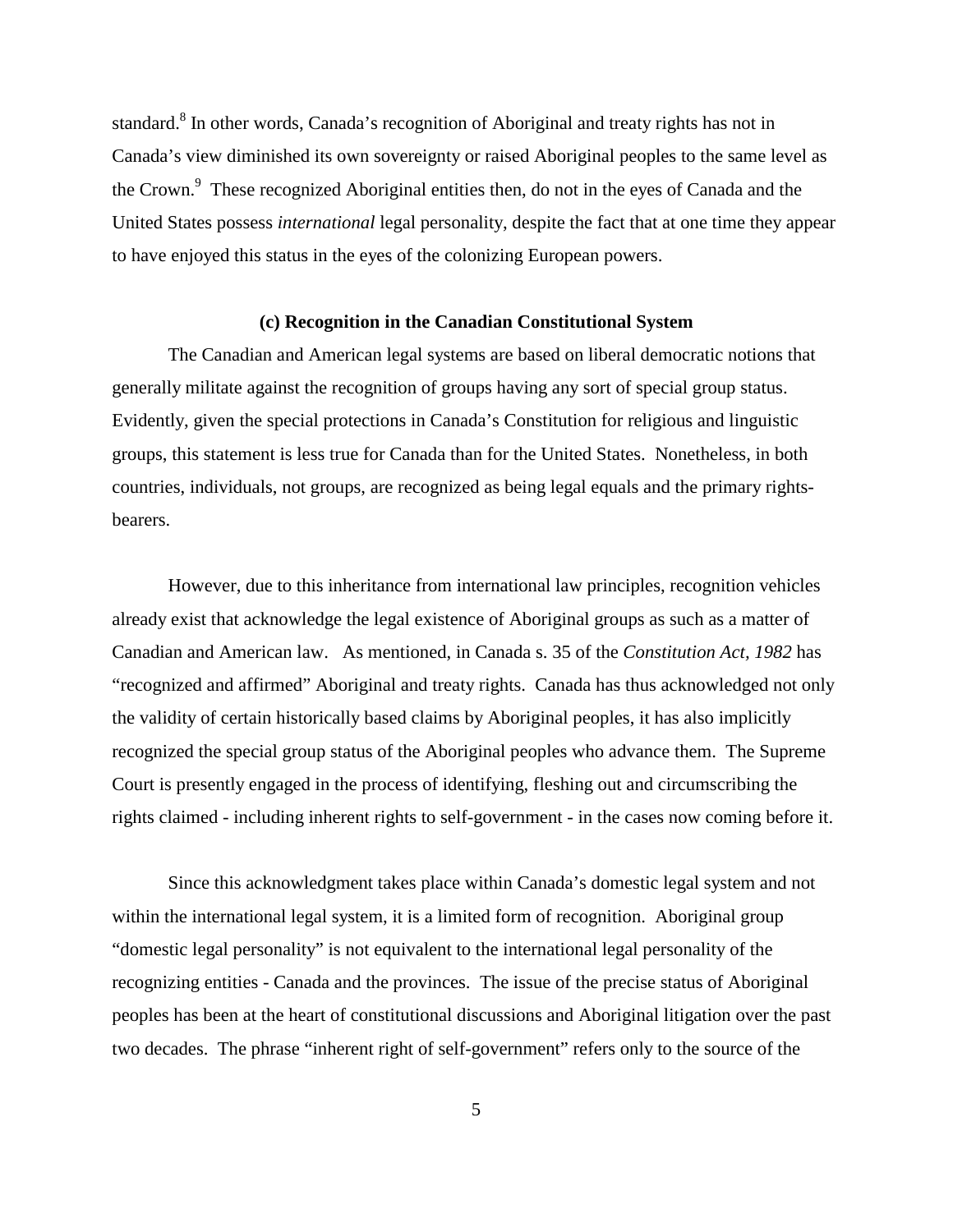standard.[8] In other words, Canada's recognition of Aboriginal and treaty rights has not in Canada's view diminished its own sovereignty or raised Aboriginal peoples to the same level as the Crown.[9] These recognized Aboriginal entities then, do not in the eyes of Canada and the United States possess *international* legal personality, despite the fact that at one time they appear to have enjoyed this status in the eyes of the colonizing European powers.

### (c) Recognition in the Canadian Constitutional System

The Canadian and American legal systems are based on liberal democratic notions that generally militate against the recognition of groups having any sort of special group status. Evidently, given the special protections in Canada's Constitution for religious and linguistic groups, this statement is less true for Canada than for the United States. Nonetheless, in both countries, individuals, not groups, are recognized as being legal equals and the primary rights-bearers.

However, due to this inheritance from international law principles, recognition vehicles already exist that acknowledge the legal existence of Aboriginal groups as such as a matter of Canadian and American law. As mentioned, in Canada s. 35 of the *Constitution Act, 1982* has "recognized and affirmed" Aboriginal and treaty rights. Canada has thus acknowledged not only the validity of certain historically based claims by Aboriginal peoples, it has also implicitly recognized the special group status of the Aboriginal peoples who advance them. The Supreme Court is presently engaged in the process of identifying, fleshing out and circumscribing the rights claimed - including inherent rights to self-government - in the cases now coming before it.

Since this acknowledgment takes place within Canada's domestic legal system and not within the international legal system, it is a limited form of recognition. Aboriginal group "domestic legal personality" is not equivalent to the international legal personality of the recognizing entities - Canada and the provinces. The issue of the precise status of Aboriginal peoples has been at the heart of constitutional discussions and Aboriginal litigation over the past two decades. The phrase "inherent right of self-government" refers only to the source of the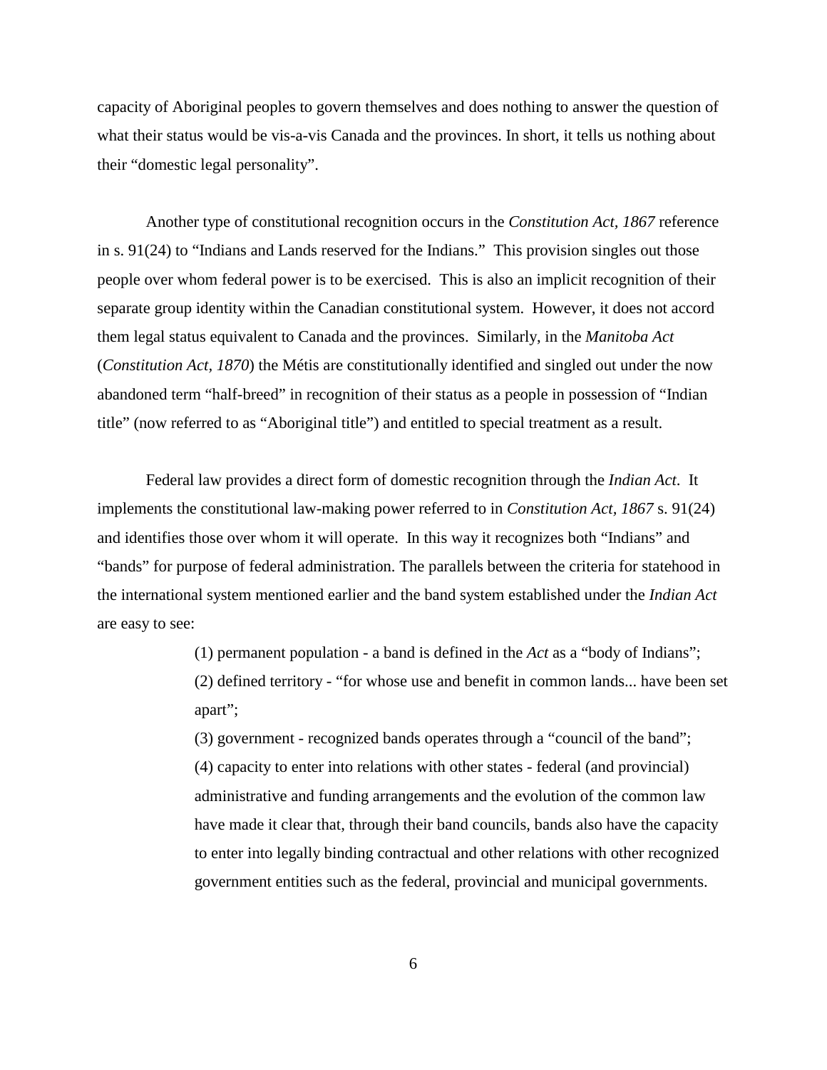capacity of Aboriginal peoples to govern themselves and does nothing to answer the question of what their status would be vis-a-vis Canada and the provinces. In short, it tells us nothing about their "domestic legal personality".

Another type of constitutional recognition occurs in the *Constitution Act, 1867* reference in s. 91(24) to "Indians and Lands reserved for the Indians." This provision singles out those people over whom federal power is to be exercised. This is also an implicit recognition of their separate group identity within the Canadian constitutional system. However, it does not accord them legal status equivalent to Canada and the provinces. Similarly, in the *Manitoba Act* (*Constitution Act, 1870*) the Métis are constitutionally identified and singled out under the now abandoned term "half-breed" in recognition of their status as a people in possession of "Indian title" (now referred to as "Aboriginal title") and entitled to special treatment as a result.

Federal law provides a direct form of domestic recognition through the *Indian Act*. It implements the constitutional law-making power referred to in *Constitution Act, 1867* s. 91(24) and identifies those over whom it will operate. In this way it recognizes both "Indians" and "bands" for purpose of federal administration. The parallels between the criteria for statehood in the international system mentioned earlier and the band system established under the *Indian Act* are easy to see:

> (1) permanent population - a band is defined in the *Act* as a "body of Indians";
> (2) defined territory - "for whose use and benefit in common lands... have been set apart";
> (3) government - recognized bands operates through a "council of the band";
> (4) capacity to enter into relations with other states - federal (and provincial) administrative and funding arrangements and the evolution of the common law have made it clear that, through their band councils, bands also have the capacity to enter into legally binding contractual and other relations with other recognized government entities such as the federal, provincial and municipal governments.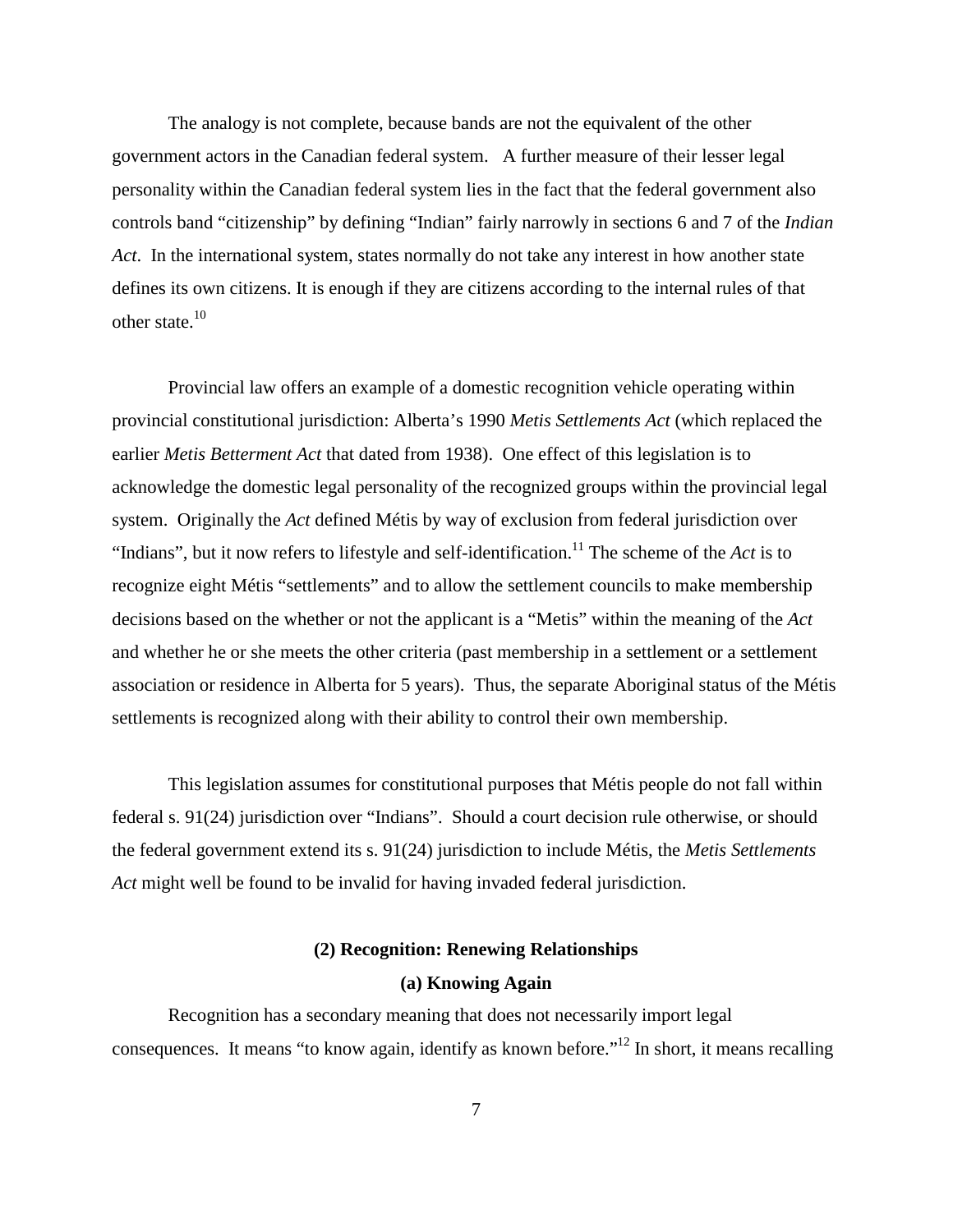The analogy is not complete, because bands are not the equivalent of the other government actors in the Canadian federal system. A further measure of their lesser legal personality within the Canadian federal system lies in the fact that the federal government also controls band "citizenship" by defining "Indian" fairly narrowly in sections 6 and 7 of the *Indian Act*. In the international system, states normally do not take any interest in how another state defines its own citizens. It is enough if they are citizens according to the internal rules of that other state.[10]

Provincial law offers an example of a domestic recognition vehicle operating within provincial constitutional jurisdiction: Alberta's 1990 *Metis Settlements Act* (which replaced the earlier *Metis Betterment Act* that dated from 1938). One effect of this legislation is to acknowledge the domestic legal personality of the recognized groups within the provincial legal system. Originally the *Act* defined Métis by way of exclusion from federal jurisdiction over "Indians", but it now refers to lifestyle and self-identification.[11] The scheme of the *Act* is to recognize eight Métis "settlements" and to allow the settlement councils to make membership decisions based on the whether or not the applicant is a "Metis" within the meaning of the *Act* and whether he or she meets the other criteria (past membership in a settlement or a settlement association or residence in Alberta for 5 years). Thus, the separate Aboriginal status of the Métis settlements is recognized along with their ability to control their own membership.

This legislation assumes for constitutional purposes that Métis people do not fall within federal s. 91(24) jurisdiction over "Indians". Should a court decision rule otherwise, or should the federal government extend its s. 91(24) jurisdiction to include Métis, the *Metis Settlements Act* might well be found to be invalid for having invaded federal jurisdiction.

### (2) Recognition: Renewing Relationships

#### (a) Knowing Again

Recognition has a secondary meaning that does not necessarily import legal consequences. It means "to know again, identify as known before."[12] In short, it means recalling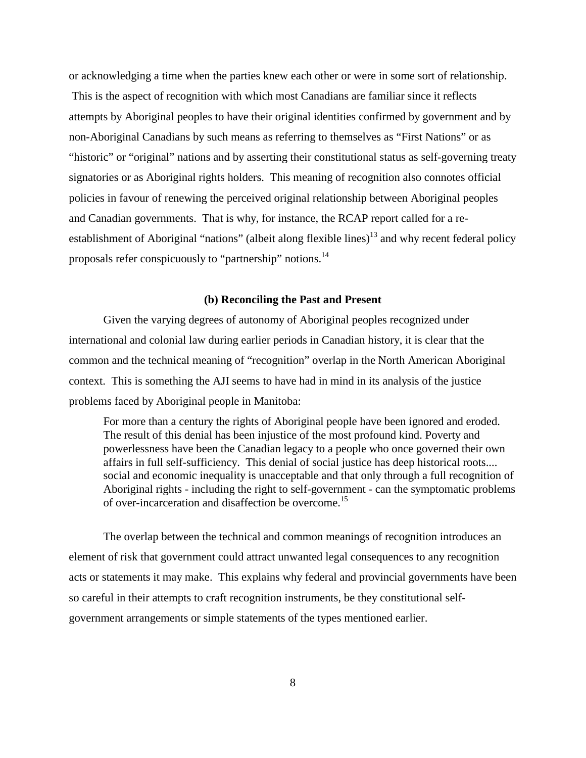or acknowledging a time when the parties knew each other or were in some sort of relationship. This is the aspect of recognition with which most Canadians are familiar since it reflects attempts by Aboriginal peoples to have their original identities confirmed by government and by non-Aboriginal Canadians by such means as referring to themselves as "First Nations" or as "historic" or "original" nations and by asserting their constitutional status as self-governing treaty signatories or as Aboriginal rights holders. This meaning of recognition also connotes official policies in favour of renewing the perceived original relationship between Aboriginal peoples and Canadian governments. That is why, for instance, the RCAP report called for a re-establishment of Aboriginal "nations" (albeit along flexible lines)[13] and why recent federal policy proposals refer conspicuously to "partnership" notions.[14]

**(b) Reconciling the Past and Present**

Given the varying degrees of autonomy of Aboriginal peoples recognized under international and colonial law during earlier periods in Canadian history, it is clear that the common and the technical meaning of "recognition" overlap in the North American Aboriginal context. This is something the AJI seems to have had in mind in its analysis of the justice problems faced by Aboriginal people in Manitoba:

> For more than a century the rights of Aboriginal people have been ignored and eroded. The result of this denial has been injustice of the most profound kind. Poverty and powerlessness have been the Canadian legacy to a people who once governed their own affairs in full self-sufficiency. This denial of social justice has deep historical roots.... social and economic inequality is unacceptable and that only through a full recognition of Aboriginal rights - including the right to self-government - can the symptomatic problems of over-incarceration and disaffection be overcome.[15]

The overlap between the technical and common meanings of recognition introduces an element of risk that government could attract unwanted legal consequences to any recognition acts or statements it may make. This explains why federal and provincial governments have been so careful in their attempts to craft recognition instruments, be they constitutional self-government arrangements or simple statements of the types mentioned earlier.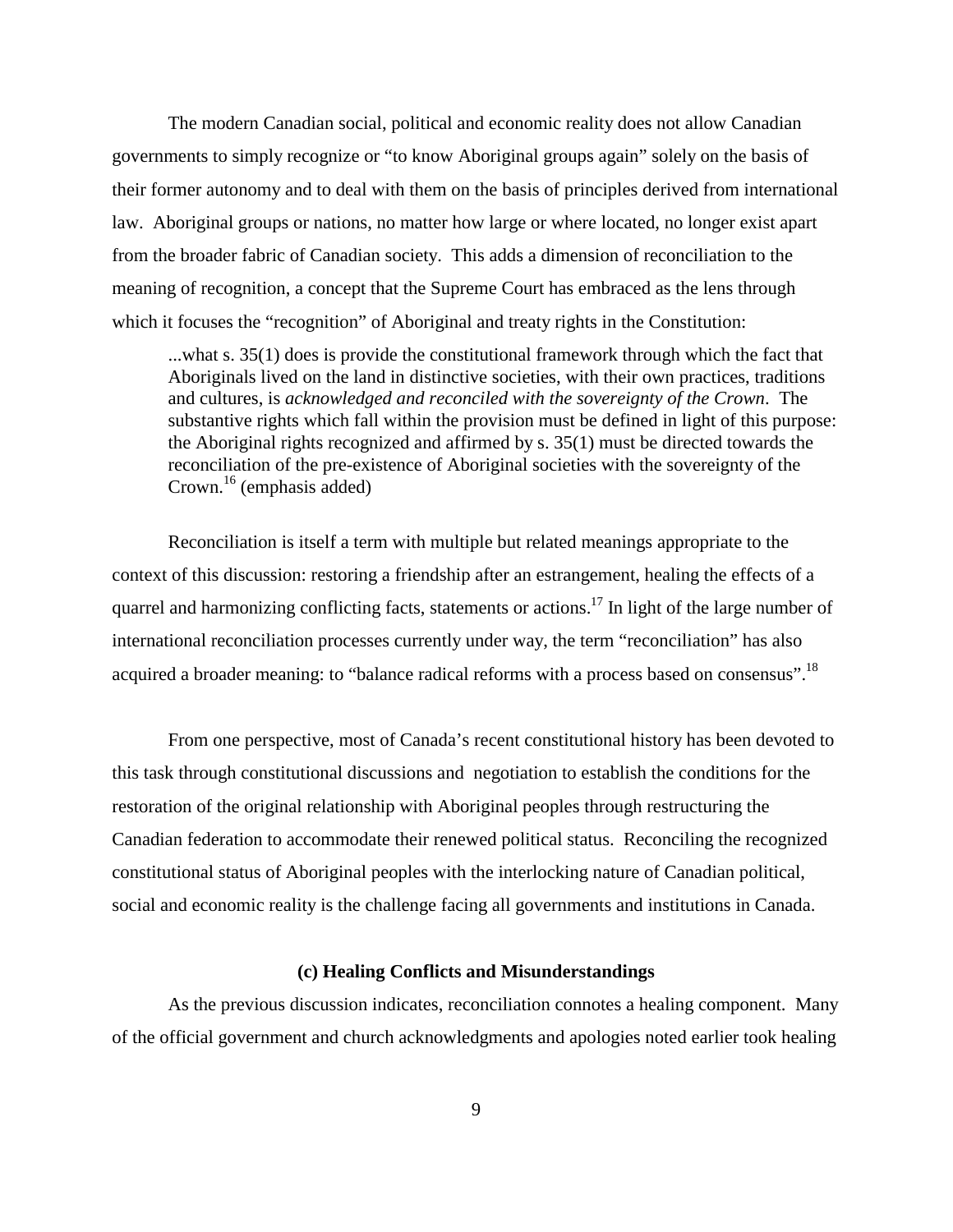The modern Canadian social, political and economic reality does not allow Canadian governments to simply recognize or "to know Aboriginal groups again" solely on the basis of their former autonomy and to deal with them on the basis of principles derived from international law. Aboriginal groups or nations, no matter how large or where located, no longer exist apart from the broader fabric of Canadian society. This adds a dimension of reconciliation to the meaning of recognition, a concept that the Supreme Court has embraced as the lens through which it focuses the "recognition" of Aboriginal and treaty rights in the Constitution:

> ...what s. 35(1) does is provide the constitutional framework through which the fact that Aboriginals lived on the land in distinctive societies, with their own practices, traditions and cultures, is *acknowledged and reconciled with the sovereignty of the Crown*. The substantive rights which fall within the provision must be defined in light of this purpose: the Aboriginal rights recognized and affirmed by s. 35(1) must be directed towards the reconciliation of the pre-existence of Aboriginal societies with the sovereignty of the Crown.[16] (emphasis added)

Reconciliation is itself a term with multiple but related meanings appropriate to the context of this discussion: restoring a friendship after an estrangement, healing the effects of a quarrel and harmonizing conflicting facts, statements or actions.[17] In light of the large number of international reconciliation processes currently under way, the term "reconciliation" has also acquired a broader meaning: to "balance radical reforms with a process based on consensus".[18]

From one perspective, most of Canada's recent constitutional history has been devoted to this task through constitutional discussions and negotiation to establish the conditions for the restoration of the original relationship with Aboriginal peoples through restructuring the Canadian federation to accommodate their renewed political status. Reconciling the recognized constitutional status of Aboriginal peoples with the interlocking nature of Canadian political, social and economic reality is the challenge facing all governments and institutions in Canada.

### (c) Healing Conflicts and Misunderstandings

As the previous discussion indicates, reconciliation connotes a healing component. Many of the official government and church acknowledgments and apologies noted earlier took healing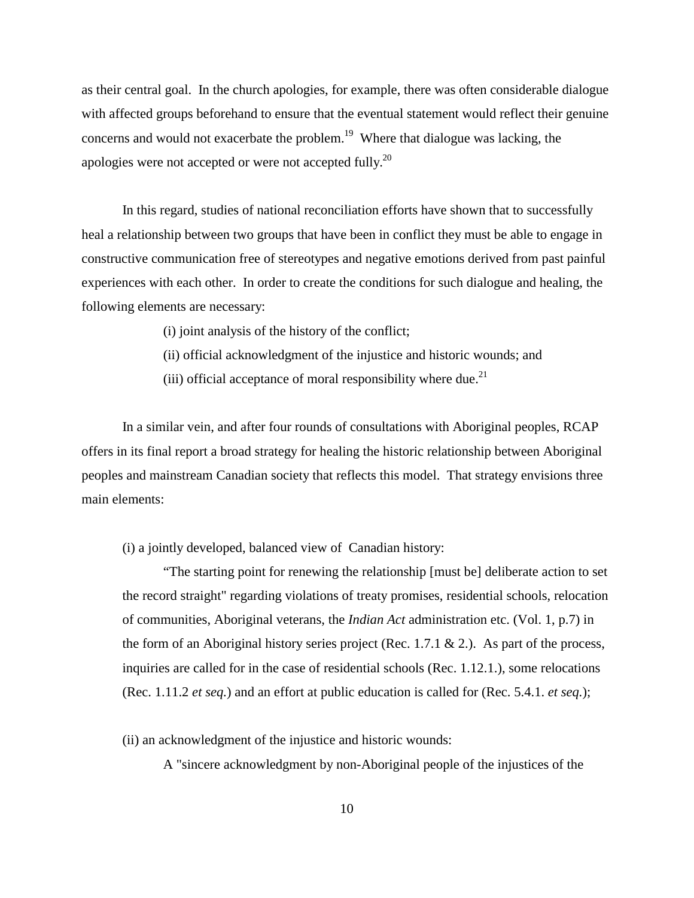as their central goal. In the church apologies, for example, there was often considerable dialogue with affected groups beforehand to ensure that the eventual statement would reflect their genuine concerns and would not exacerbate the problem.[19] Where that dialogue was lacking, the apologies were not accepted or were not accepted fully.[20]

In this regard, studies of national reconciliation efforts have shown that to successfully heal a relationship between two groups that have been in conflict they must be able to engage in constructive communication free of stereotypes and negative emotions derived from past painful experiences with each other. In order to create the conditions for such dialogue and healing, the following elements are necessary:

(i) joint analysis of the history of the conflict;

(ii) official acknowledgment of the injustice and historic wounds; and

(iii) official acceptance of moral responsibility where due.[21]

In a similar vein, and after four rounds of consultations with Aboriginal peoples, RCAP offers in its final report a broad strategy for healing the historic relationship between Aboriginal peoples and mainstream Canadian society that reflects this model. That strategy envisions three main elements:

(i) a jointly developed, balanced view of Canadian history:

"The starting point for renewing the relationship [must be] deliberate action to set the record straight" regarding violations of treaty promises, residential schools, relocation of communities, Aboriginal veterans, the *Indian Act* administration etc. (Vol. 1, p.7) in the form of an Aboriginal history series project (Rec. 1.7.1 & 2.). As part of the process, inquiries are called for in the case of residential schools (Rec. 1.12.1.), some relocations (Rec. 1.11.2 *et seq.*) and an effort at public education is called for (Rec. 5.4.1. *et seq.*);

(ii) an acknowledgment of the injustice and historic wounds:

A "sincere acknowledgment by non-Aboriginal people of the injustices of the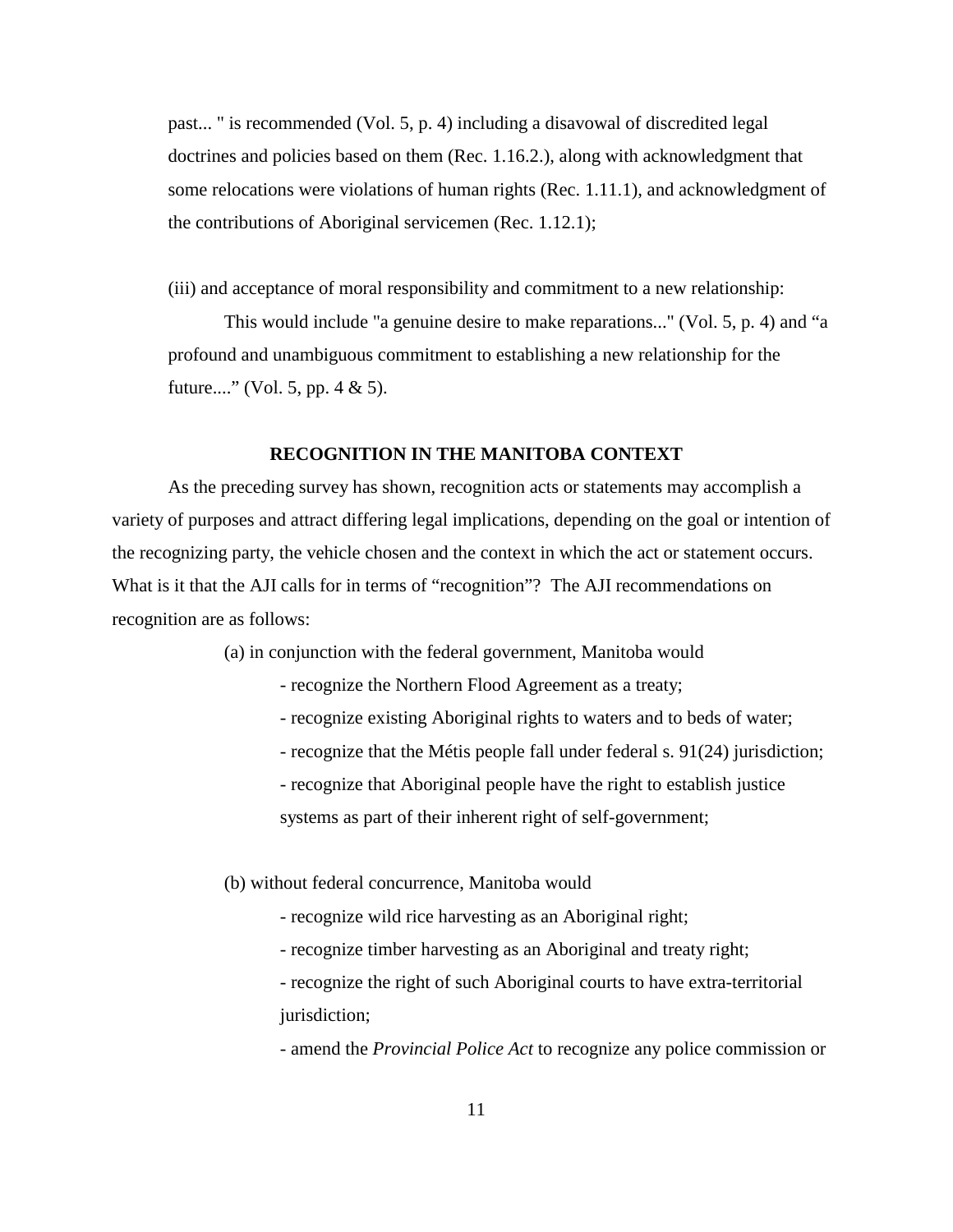past... " is recommended (Vol. 5, p. 4) including a disavowal of discredited legal doctrines and policies based on them (Rec. 1.16.2.), along with acknowledgment that some relocations were violations of human rights (Rec. 1.11.1), and acknowledgment of the contributions of Aboriginal servicemen (Rec. 1.12.1);

(iii) and acceptance of moral responsibility and commitment to a new relationship:

This would include "a genuine desire to make reparations..." (Vol. 5, p. 4) and "a profound and unambiguous commitment to establishing a new relationship for the future...." (Vol. 5, pp. 4 & 5).

### RECOGNITION IN THE MANITOBA CONTEXT

As the preceding survey has shown, recognition acts or statements may accomplish a variety of purposes and attract differing legal implications, depending on the goal or intention of the recognizing party, the vehicle chosen and the context in which the act or statement occurs. What is it that the AJI calls for in terms of "recognition"? The AJI recommendations on recognition are as follows:

(a) in conjunction with the federal government, Manitoba would

- recognize the Northern Flood Agreement as a treaty;
- recognize existing Aboriginal rights to waters and to beds of water;
- recognize that the Métis people fall under federal s. 91(24) jurisdiction;
- recognize that Aboriginal people have the right to establish justice systems as part of their inherent right of self-government;

(b) without federal concurrence, Manitoba would

- recognize wild rice harvesting as an Aboriginal right;
- recognize timber harvesting as an Aboriginal and treaty right;
- recognize the right of such Aboriginal courts to have extra-territorial jurisdiction;
- amend the *Provincial Police Act* to recognize any police commission or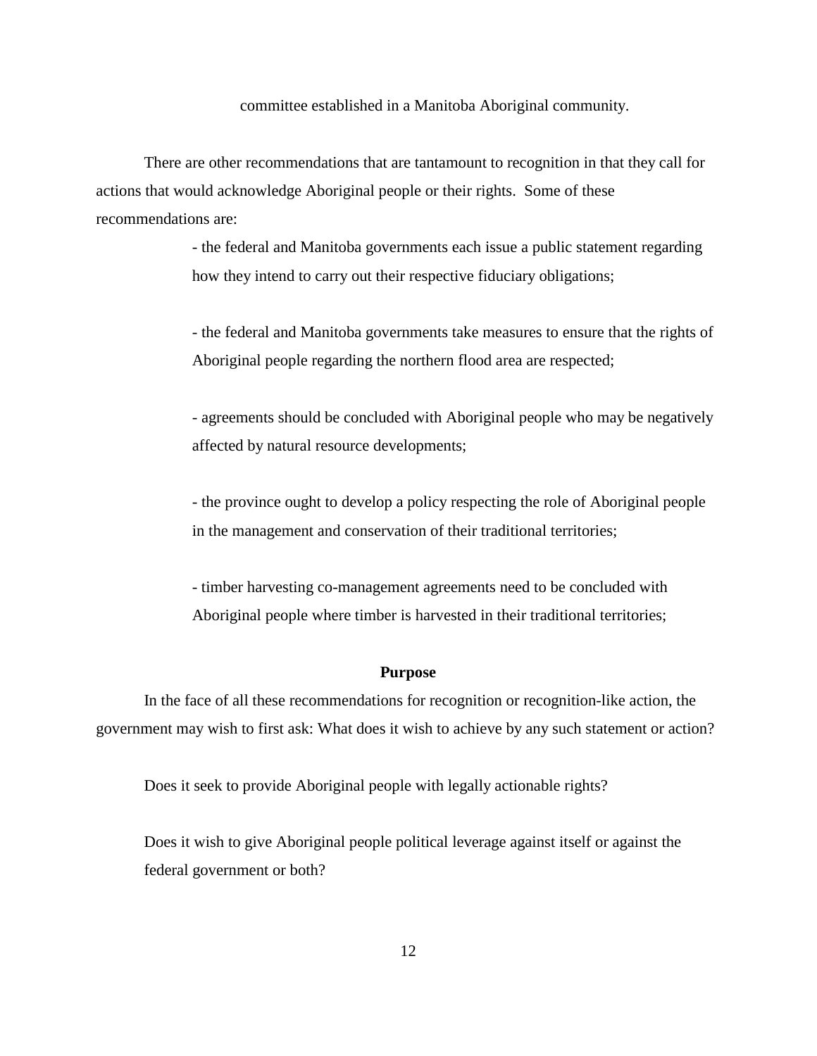committee established in a Manitoba Aboriginal community.

There are other recommendations that are tantamount to recognition in that they call for actions that would acknowledge Aboriginal people or their rights. Some of these recommendations are:

- the federal and Manitoba governments each issue a public statement regarding how they intend to carry out their respective fiduciary obligations;

- the federal and Manitoba governments take measures to ensure that the rights of Aboriginal people regarding the northern flood area are respected;

- agreements should be concluded with Aboriginal people who may be negatively affected by natural resource developments;

- the province ought to develop a policy respecting the role of Aboriginal people in the management and conservation of their traditional territories;

- timber harvesting co-management agreements need to be concluded with Aboriginal people where timber is harvested in their traditional territories;

**Purpose**

In the face of all these recommendations for recognition or recognition-like action, the government may wish to first ask: What does it wish to achieve by any such statement or action?

Does it seek to provide Aboriginal people with legally actionable rights?

Does it wish to give Aboriginal people political leverage against itself or against the federal government or both?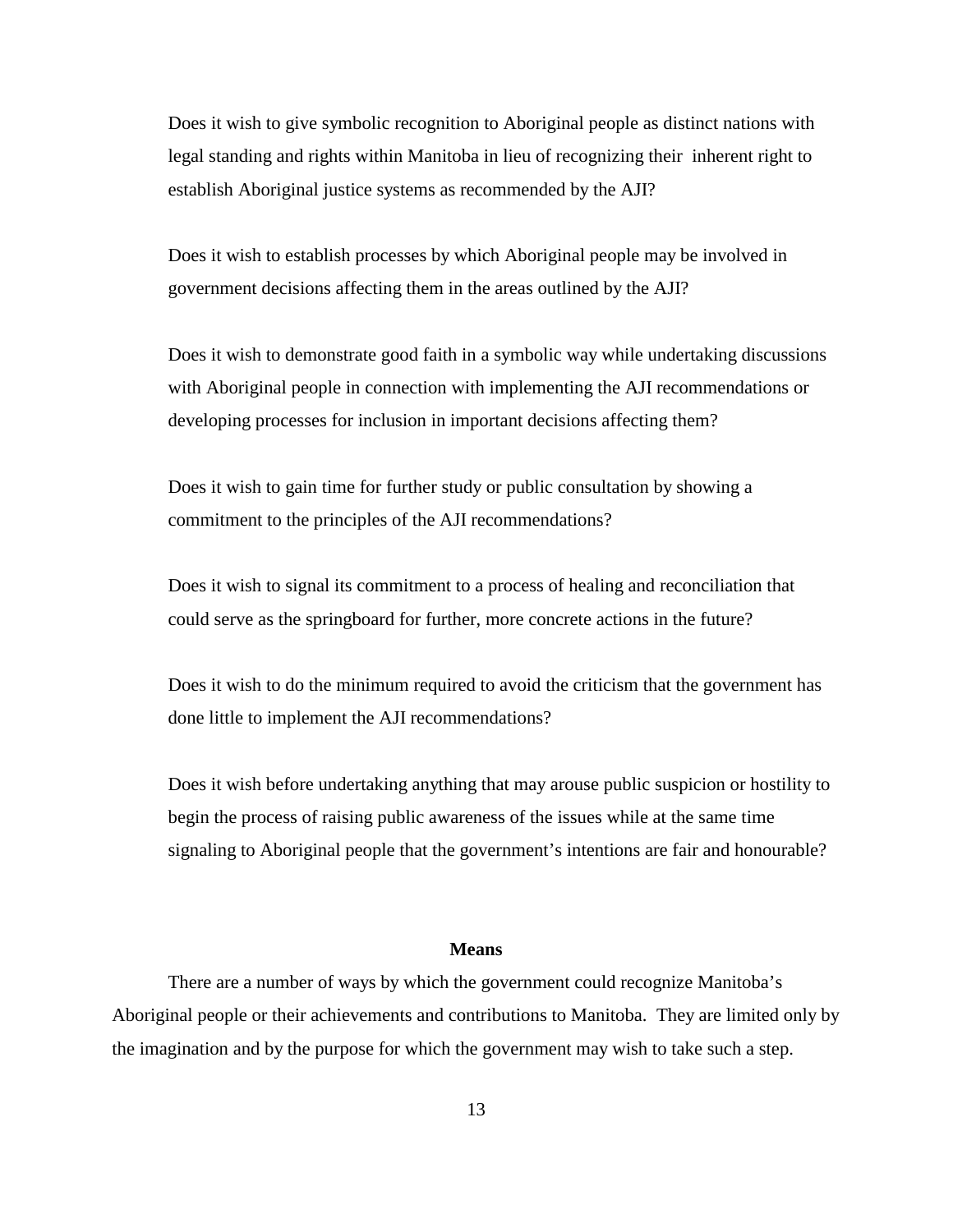Does it wish to give symbolic recognition to Aboriginal people as distinct nations with legal standing and rights within Manitoba in lieu of recognizing their inherent right to establish Aboriginal justice systems as recommended by the AJI?

Does it wish to establish processes by which Aboriginal people may be involved in government decisions affecting them in the areas outlined by the AJI?

Does it wish to demonstrate good faith in a symbolic way while undertaking discussions with Aboriginal people in connection with implementing the AJI recommendations or developing processes for inclusion in important decisions affecting them?

Does it wish to gain time for further study or public consultation by showing a commitment to the principles of the AJI recommendations?

Does it wish to signal its commitment to a process of healing and reconciliation that could serve as the springboard for further, more concrete actions in the future?

Does it wish to do the minimum required to avoid the criticism that the government has done little to implement the AJI recommendations?

Does it wish before undertaking anything that may arouse public suspicion or hostility to begin the process of raising public awareness of the issues while at the same time signaling to Aboriginal people that the government's intentions are fair and honourable?

## Means

There are a number of ways by which the government could recognize Manitoba's Aboriginal people or their achievements and contributions to Manitoba. They are limited only by the imagination and by the purpose for which the government may wish to take such a step.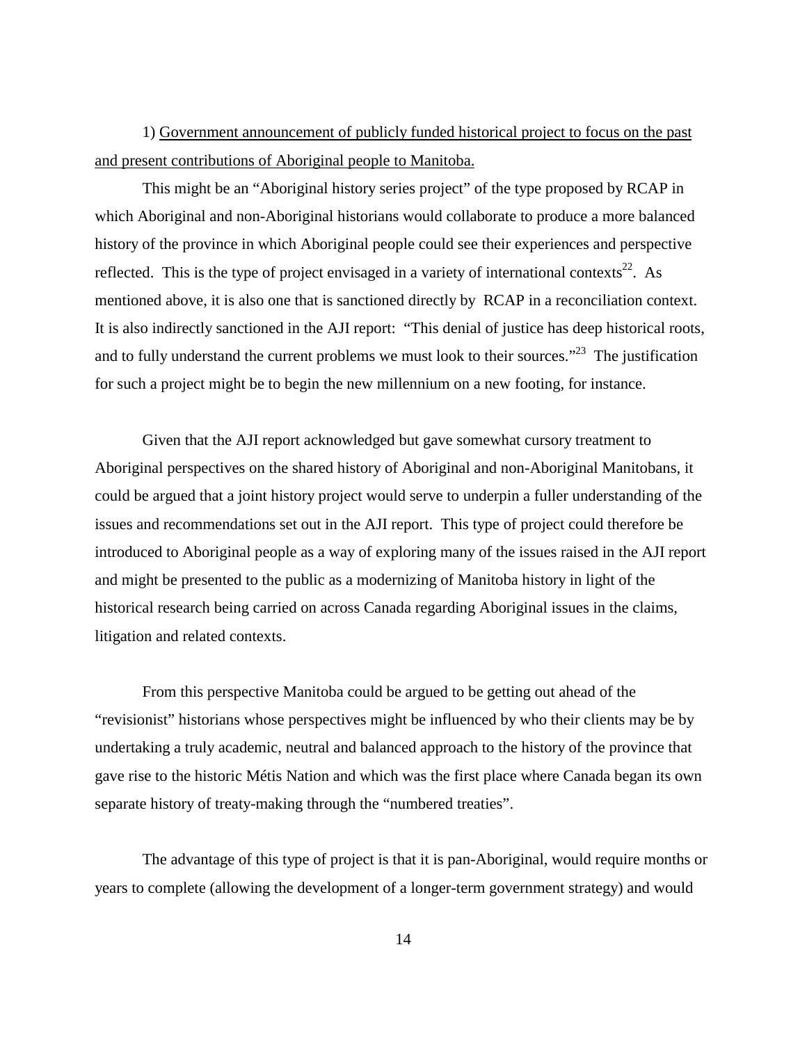1) <u>Government announcement of publicly funded historical project to focus on the past and present contributions of Aboriginal people to Manitoba.</u>

This might be an “Aboriginal history series project” of the type proposed by RCAP in which Aboriginal and non-Aboriginal historians would collaborate to produce a more balanced history of the province in which Aboriginal people could see their experiences and perspective reflected. This is the type of project envisaged in a variety of international contexts[22]. As mentioned above, it is also one that is sanctioned directly by RCAP in a reconciliation context. It is also indirectly sanctioned in the AJI report: “This denial of justice has deep historical roots, and to fully understand the current problems we must look to their sources.”[23] The justification for such a project might be to begin the new millennium on a new footing, for instance.

Given that the AJI report acknowledged but gave somewhat cursory treatment to Aboriginal perspectives on the shared history of Aboriginal and non-Aboriginal Manitobans, it could be argued that a joint history project would serve to underpin a fuller understanding of the issues and recommendations set out in the AJI report. This type of project could therefore be introduced to Aboriginal people as a way of exploring many of the issues raised in the AJI report and might be presented to the public as a modernizing of Manitoba history in light of the historical research being carried on across Canada regarding Aboriginal issues in the claims, litigation and related contexts.

From this perspective Manitoba could be argued to be getting out ahead of the “revisionist” historians whose perspectives might be influenced by who their clients may be by undertaking a truly academic, neutral and balanced approach to the history of the province that gave rise to the historic Métis Nation and which was the first place where Canada began its own separate history of treaty-making through the “numbered treaties”.

The advantage of this type of project is that it is pan-Aboriginal, would require months or years to complete (allowing the development of a longer-term government strategy) and would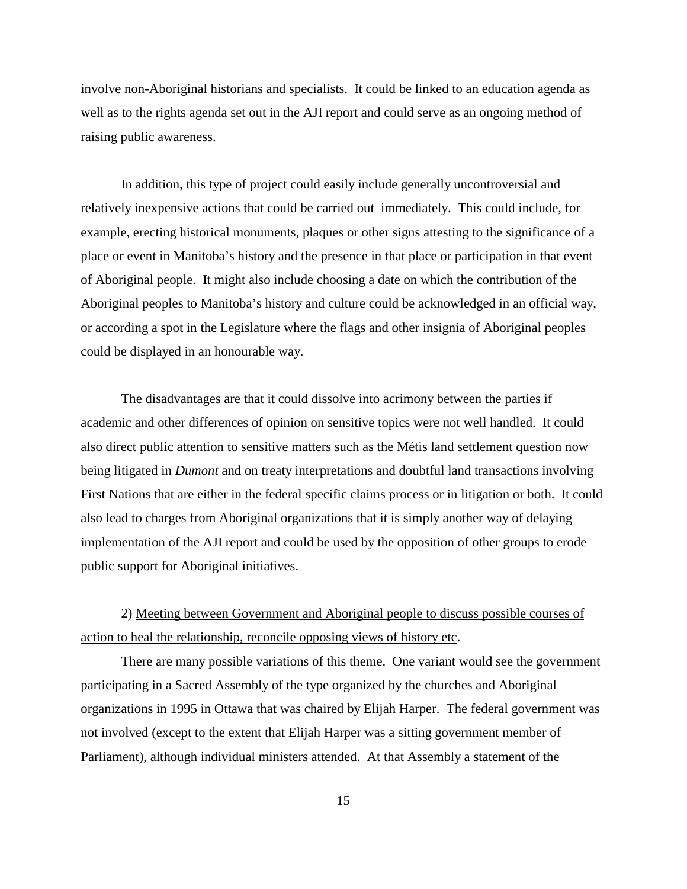involve non-Aboriginal historians and specialists. It could be linked to an education agenda as well as to the rights agenda set out in the AJI report and could serve as an ongoing method of raising public awareness.

In addition, this type of project could easily include generally uncontroversial and relatively inexpensive actions that could be carried out immediately. This could include, for example, erecting historical monuments, plaques or other signs attesting to the significance of a place or event in Manitoba's history and the presence in that place or participation in that event of Aboriginal people. It might also include choosing a date on which the contribution of the Aboriginal peoples to Manitoba's history and culture could be acknowledged in an official way, or according a spot in the Legislature where the flags and other insignia of Aboriginal peoples could be displayed in an honourable way.

The disadvantages are that it could dissolve into acrimony between the parties if academic and other differences of opinion on sensitive topics were not well handled. It could also direct public attention to sensitive matters such as the Métis land settlement question now being litigated in *Dumont* and on treaty interpretations and doubtful land transactions involving First Nations that are either in the federal specific claims process or in litigation or both. It could also lead to charges from Aboriginal organizations that it is simply another way of delaying implementation of the AJI report and could be used by the opposition of other groups to erode public support for Aboriginal initiatives.

2) <u>Meeting between Government and Aboriginal people to discuss possible courses of action to heal the relationship, reconcile opposing views of history etc</u>.

There are many possible variations of this theme. One variant would see the government participating in a Sacred Assembly of the type organized by the churches and Aboriginal organizations in 1995 in Ottawa that was chaired by Elijah Harper. The federal government was not involved (except to the extent that Elijah Harper was a sitting government member of Parliament), although individual ministers attended. At that Assembly a statement of the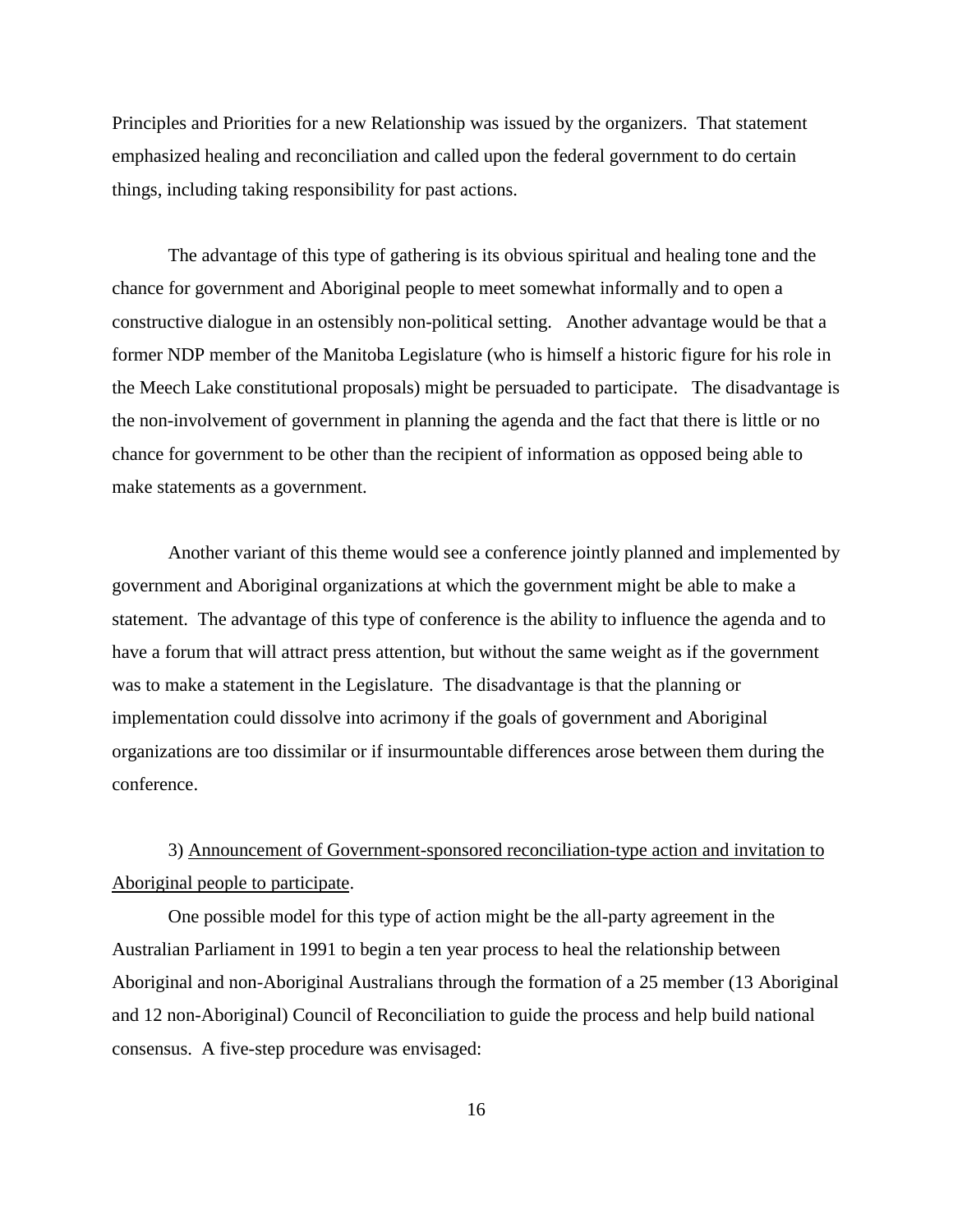Principles and Priorities for a new Relationship was issued by the organizers. That statement emphasized healing and reconciliation and called upon the federal government to do certain things, including taking responsibility for past actions.

The advantage of this type of gathering is its obvious spiritual and healing tone and the chance for government and Aboriginal people to meet somewhat informally and to open a constructive dialogue in an ostensibly non-political setting. Another advantage would be that a former NDP member of the Manitoba Legislature (who is himself a historic figure for his role in the Meech Lake constitutional proposals) might be persuaded to participate. The disadvantage is the non-involvement of government in planning the agenda and the fact that there is little or no chance for government to be other than the recipient of information as opposed being able to make statements as a government.

Another variant of this theme would see a conference jointly planned and implemented by government and Aboriginal organizations at which the government might be able to make a statement. The advantage of this type of conference is the ability to influence the agenda and to have a forum that will attract press attention, but without the same weight as if the government was to make a statement in the Legislature. The disadvantage is that the planning or implementation could dissolve into acrimony if the goals of government and Aboriginal organizations are too dissimilar or if insurmountable differences arose between them during the conference.

3) <u>Announcement of Government-sponsored reconciliation-type action and invitation to Aboriginal people to participate</u>.

One possible model for this type of action might be the all-party agreement in the Australian Parliament in 1991 to begin a ten year process to heal the relationship between Aboriginal and non-Aboriginal Australians through the formation of a 25 member (13 Aboriginal and 12 non-Aboriginal) Council of Reconciliation to guide the process and help build national consensus. A five-step procedure was envisaged: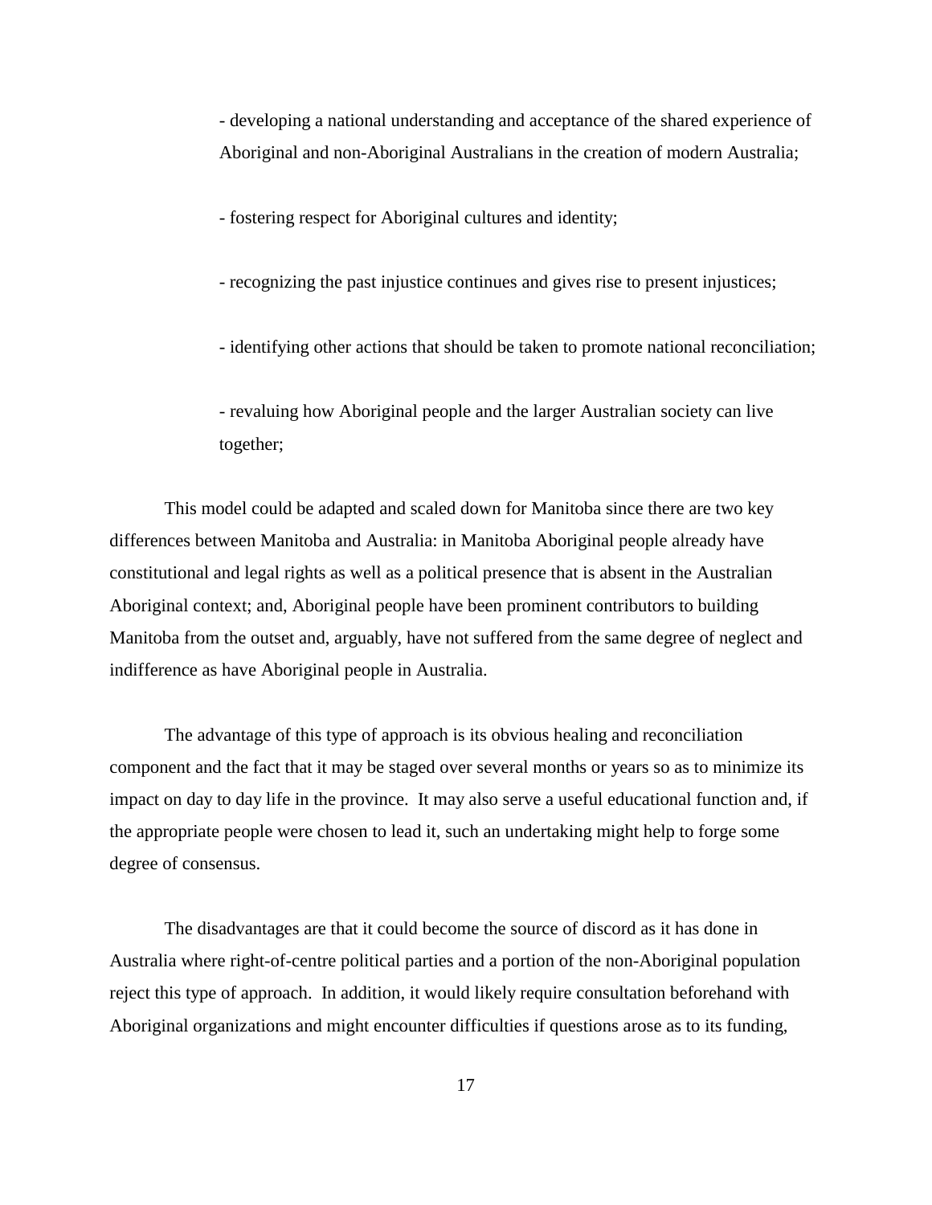- developing a national understanding and acceptance of the shared experience of Aboriginal and non-Aboriginal Australians in the creation of modern Australia;

- fostering respect for Aboriginal cultures and identity;

- recognizing the past injustice continues and gives rise to present injustices;

- identifying other actions that should be taken to promote national reconciliation;

- revaluing how Aboriginal people and the larger Australian society can live together;

This model could be adapted and scaled down for Manitoba since there are two key differences between Manitoba and Australia: in Manitoba Aboriginal people already have constitutional and legal rights as well as a political presence that is absent in the Australian Aboriginal context; and, Aboriginal people have been prominent contributors to building Manitoba from the outset and, arguably, have not suffered from the same degree of neglect and indifference as have Aboriginal people in Australia.

The advantage of this type of approach is its obvious healing and reconciliation component and the fact that it may be staged over several months or years so as to minimize its impact on day to day life in the province. It may also serve a useful educational function and, if the appropriate people were chosen to lead it, such an undertaking might help to forge some degree of consensus.

The disadvantages are that it could become the source of discord as it has done in Australia where right-of-centre political parties and a portion of the non-Aboriginal population reject this type of approach. In addition, it would likely require consultation beforehand with Aboriginal organizations and might encounter difficulties if questions arose as to its funding,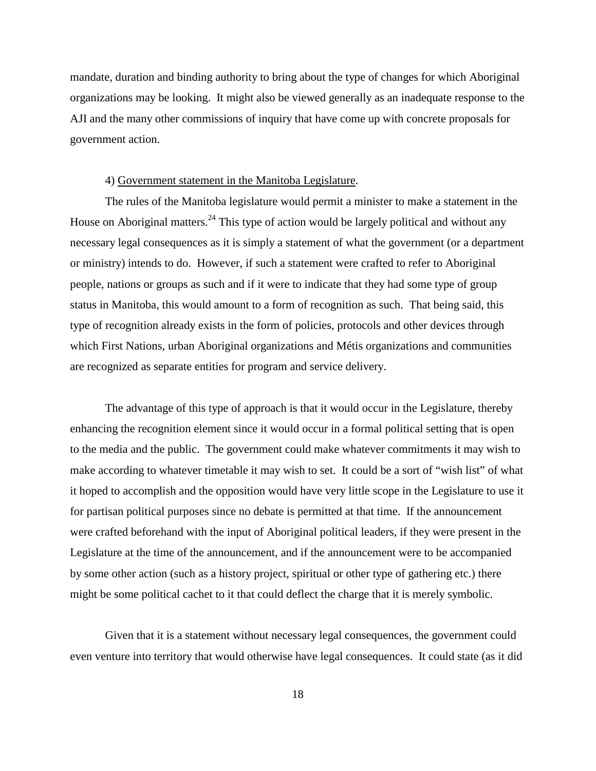mandate, duration and binding authority to bring about the type of changes for which Aboriginal organizations may be looking. It might also be viewed generally as an inadequate response to the AJI and the many other commissions of inquiry that have come up with concrete proposals for government action.

4) <u>Government statement in the Manitoba Legislature</u>.

The rules of the Manitoba legislature would permit a minister to make a statement in the House on Aboriginal matters.[24] This type of action would be largely political and without any necessary legal consequences as it is simply a statement of what the government (or a department or ministry) intends to do. However, if such a statement were crafted to refer to Aboriginal people, nations or groups as such and if it were to indicate that they had some type of group status in Manitoba, this would amount to a form of recognition as such. That being said, this type of recognition already exists in the form of policies, protocols and other devices through which First Nations, urban Aboriginal organizations and Métis organizations and communities are recognized as separate entities for program and service delivery.

The advantage of this type of approach is that it would occur in the Legislature, thereby enhancing the recognition element since it would occur in a formal political setting that is open to the media and the public. The government could make whatever commitments it may wish to make according to whatever timetable it may wish to set. It could be a sort of "wish list" of what it hoped to accomplish and the opposition would have very little scope in the Legislature to use it for partisan political purposes since no debate is permitted at that time. If the announcement were crafted beforehand with the input of Aboriginal political leaders, if they were present in the Legislature at the time of the announcement, and if the announcement were to be accompanied by some other action (such as a history project, spiritual or other type of gathering etc.) there might be some political cachet to it that could deflect the charge that it is merely symbolic.

Given that it is a statement without necessary legal consequences, the government could even venture into territory that would otherwise have legal consequences. It could state (as it did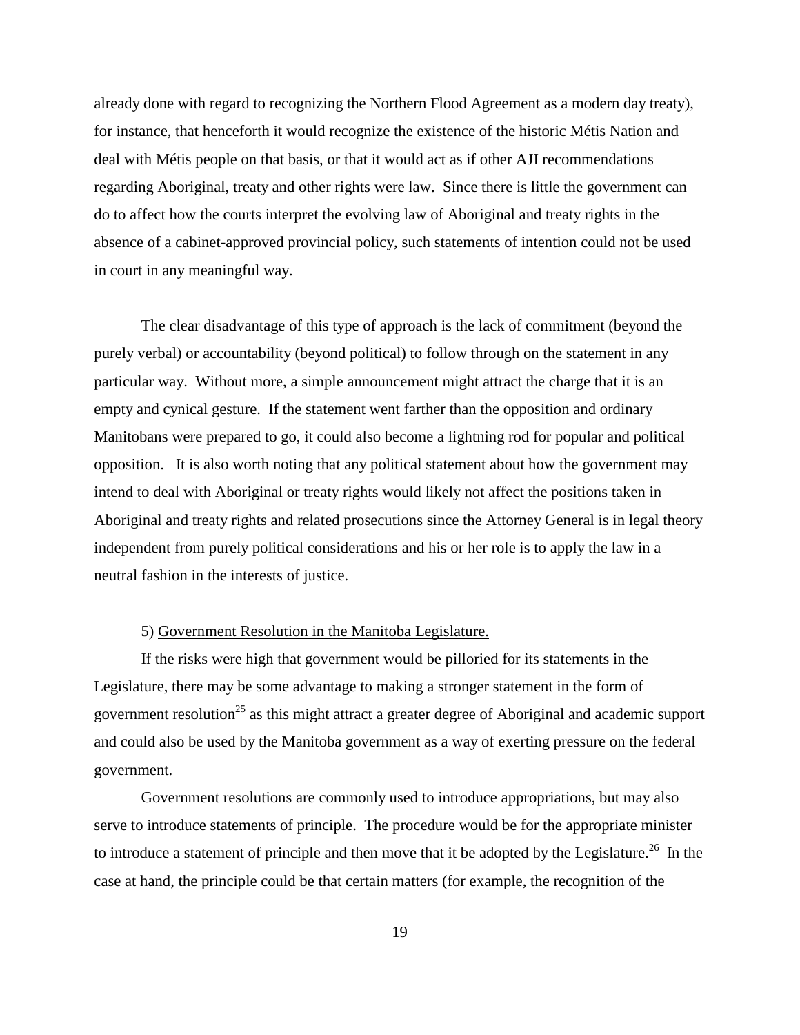already done with regard to recognizing the Northern Flood Agreement as a modern day treaty), for instance, that henceforth it would recognize the existence of the historic Métis Nation and deal with Métis people on that basis, or that it would act as if other AJI recommendations regarding Aboriginal, treaty and other rights were law. Since there is little the government can do to affect how the courts interpret the evolving law of Aboriginal and treaty rights in the absence of a cabinet-approved provincial policy, such statements of intention could not be used in court in any meaningful way.

The clear disadvantage of this type of approach is the lack of commitment (beyond the purely verbal) or accountability (beyond political) to follow through on the statement in any particular way. Without more, a simple announcement might attract the charge that it is an empty and cynical gesture. If the statement went farther than the opposition and ordinary Manitobans were prepared to go, it could also become a lightning rod for popular and political opposition. It is also worth noting that any political statement about how the government may intend to deal with Aboriginal or treaty rights would likely not affect the positions taken in Aboriginal and treaty rights and related prosecutions since the Attorney General is in legal theory independent from purely political considerations and his or her role is to apply the law in a neutral fashion in the interests of justice.

5) <u>Government Resolution in the Manitoba Legislature.</u>

If the risks were high that government would be pilloried for its statements in the Legislature, there may be some advantage to making a stronger statement in the form of government resolution[25] as this might attract a greater degree of Aboriginal and academic support and could also be used by the Manitoba government as a way of exerting pressure on the federal government.

Government resolutions are commonly used to introduce appropriations, but may also serve to introduce statements of principle. The procedure would be for the appropriate minister to introduce a statement of principle and then move that it be adopted by the Legislature.[26] In the case at hand, the principle could be that certain matters (for example, the recognition of the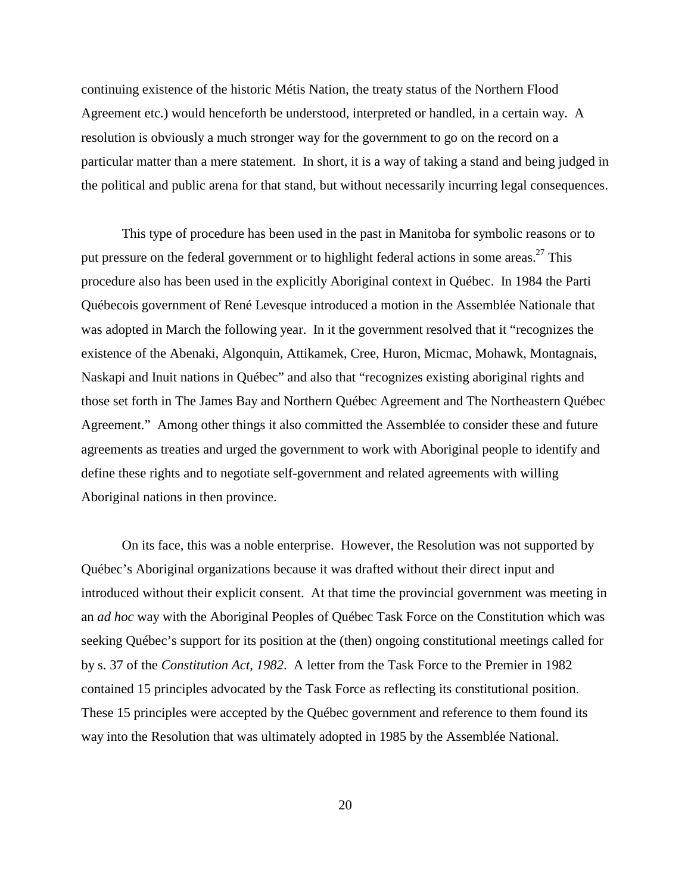continuing existence of the historic Métis Nation, the treaty status of the Northern Flood Agreement etc.) would henceforth be understood, interpreted or handled, in a certain way. A resolution is obviously a much stronger way for the government to go on the record on a particular matter than a mere statement. In short, it is a way of taking a stand and being judged in the political and public arena for that stand, but without necessarily incurring legal consequences.

This type of procedure has been used in the past in Manitoba for symbolic reasons or to put pressure on the federal government or to highlight federal actions in some areas.[27] This procedure also has been used in the explicitly Aboriginal context in Québec. In 1984 the Parti Québecois government of René Levesque introduced a motion in the Assemblée Nationale that was adopted in March the following year. In it the government resolved that it "recognizes the existence of the Abenaki, Algonquin, Attikamek, Cree, Huron, Micmac, Mohawk, Montagnais, Naskapi and Inuit nations in Québec" and also that "recognizes existing aboriginal rights and those set forth in The James Bay and Northern Québec Agreement and The Northeastern Québec Agreement." Among other things it also committed the Assemblée to consider these and future agreements as treaties and urged the government to work with Aboriginal people to identify and define these rights and to negotiate self-government and related agreements with willing Aboriginal nations in then province.

On its face, this was a noble enterprise. However, the Resolution was not supported by Québec's Aboriginal organizations because it was drafted without their direct input and introduced without their explicit consent. At that time the provincial government was meeting in an *ad hoc* way with the Aboriginal Peoples of Québec Task Force on the Constitution which was seeking Québec's support for its position at the (then) ongoing constitutional meetings called for by s. 37 of the *Constitution Act, 1982*. A letter from the Task Force to the Premier in 1982 contained 15 principles advocated by the Task Force as reflecting its constitutional position. These 15 principles were accepted by the Québec government and reference to them found its way into the Resolution that was ultimately adopted in 1985 by the Assemblée National.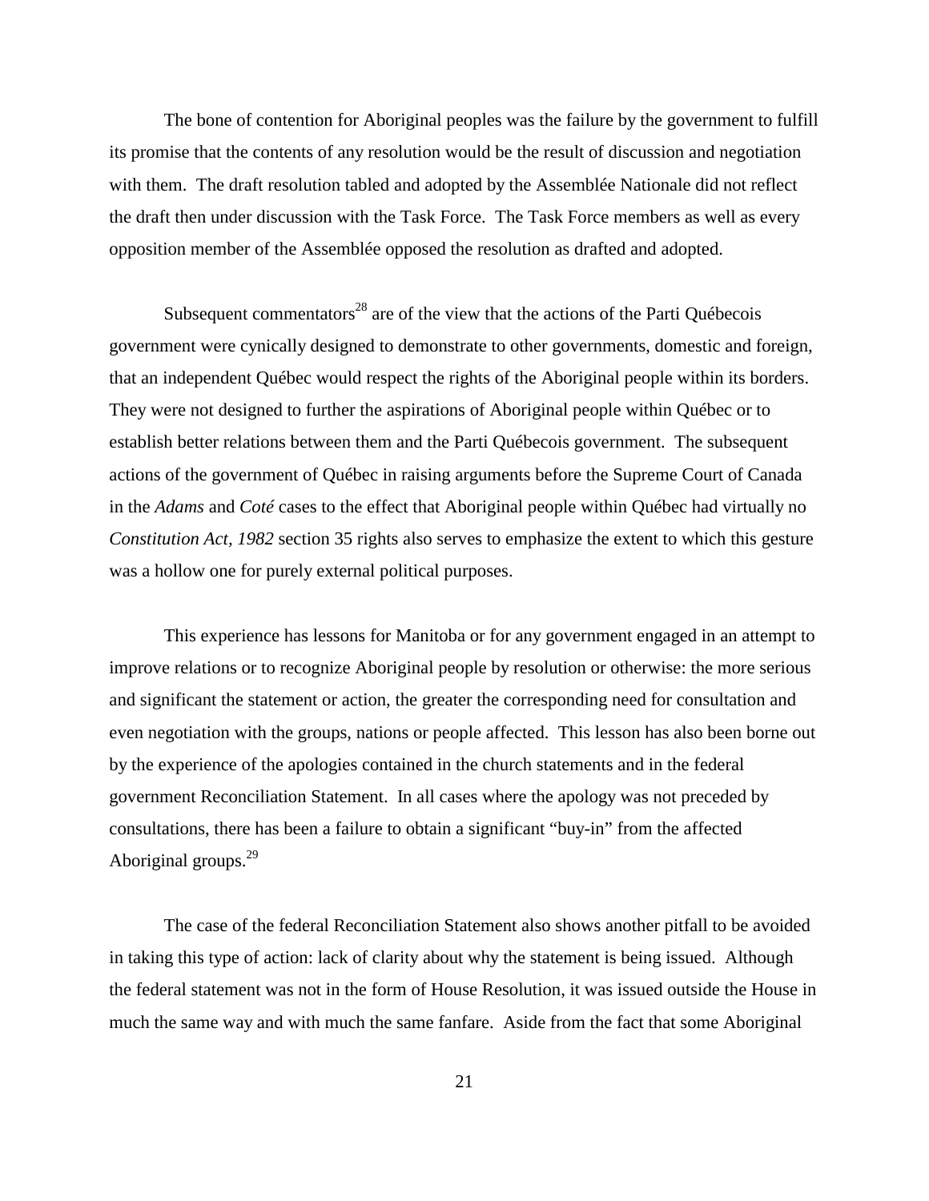The bone of contention for Aboriginal peoples was the failure by the government to fulfill its promise that the contents of any resolution would be the result of discussion and negotiation with them. The draft resolution tabled and adopted by the Assemblée Nationale did not reflect the draft then under discussion with the Task Force. The Task Force members as well as every opposition member of the Assemblée opposed the resolution as drafted and adopted.

Subsequent commentators[28] are of the view that the actions of the Parti Québecois government were cynically designed to demonstrate to other governments, domestic and foreign, that an independent Québec would respect the rights of the Aboriginal people within its borders. They were not designed to further the aspirations of Aboriginal people within Québec or to establish better relations between them and the Parti Québecois government. The subsequent actions of the government of Québec in raising arguments before the Supreme Court of Canada in the *Adams* and *Coté* cases to the effect that Aboriginal people within Québec had virtually no *Constitution Act, 1982* section 35 rights also serves to emphasize the extent to which this gesture was a hollow one for purely external political purposes.

This experience has lessons for Manitoba or for any government engaged in an attempt to improve relations or to recognize Aboriginal people by resolution or otherwise: the more serious and significant the statement or action, the greater the corresponding need for consultation and even negotiation with the groups, nations or people affected. This lesson has also been borne out by the experience of the apologies contained in the church statements and in the federal government Reconciliation Statement. In all cases where the apology was not preceded by consultations, there has been a failure to obtain a significant "buy-in" from the affected Aboriginal groups.[29]

The case of the federal Reconciliation Statement also shows another pitfall to be avoided in taking this type of action: lack of clarity about why the statement is being issued. Although the federal statement was not in the form of House Resolution, it was issued outside the House in much the same way and with much the same fanfare. Aside from the fact that some Aboriginal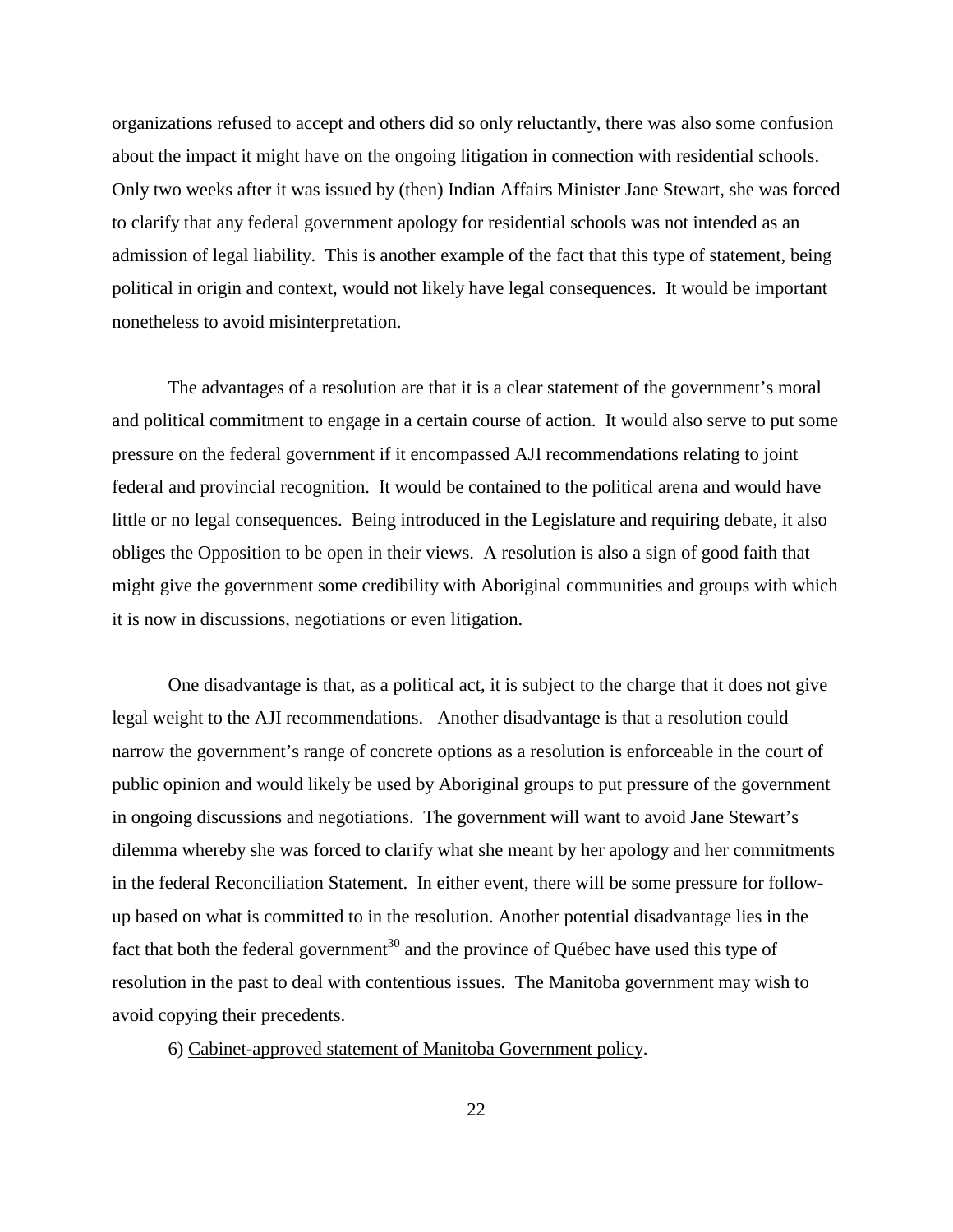organizations refused to accept and others did so only reluctantly, there was also some confusion about the impact it might have on the ongoing litigation in connection with residential schools. Only two weeks after it was issued by (then) Indian Affairs Minister Jane Stewart, she was forced to clarify that any federal government apology for residential schools was not intended as an admission of legal liability. This is another example of the fact that this type of statement, being political in origin and context, would not likely have legal consequences. It would be important nonetheless to avoid misinterpretation.

The advantages of a resolution are that it is a clear statement of the government's moral and political commitment to engage in a certain course of action. It would also serve to put some pressure on the federal government if it encompassed AJI recommendations relating to joint federal and provincial recognition. It would be contained to the political arena and would have little or no legal consequences. Being introduced in the Legislature and requiring debate, it also obliges the Opposition to be open in their views. A resolution is also a sign of good faith that might give the government some credibility with Aboriginal communities and groups with which it is now in discussions, negotiations or even litigation.

One disadvantage is that, as a political act, it is subject to the charge that it does not give legal weight to the AJI recommendations. Another disadvantage is that a resolution could narrow the government's range of concrete options as a resolution is enforceable in the court of public opinion and would likely be used by Aboriginal groups to put pressure of the government in ongoing discussions and negotiations. The government will want to avoid Jane Stewart's dilemma whereby she was forced to clarify what she meant by her apology and her commitments in the federal Reconciliation Statement. In either event, there will be some pressure for follow-up based on what is committed to in the resolution. Another potential disadvantage lies in the fact that both the federal government[30] and the province of Québec have used this type of resolution in the past to deal with contentious issues. The Manitoba government may wish to avoid copying their precedents.

6) <u>Cabinet-approved statement of Manitoba Government policy</u>.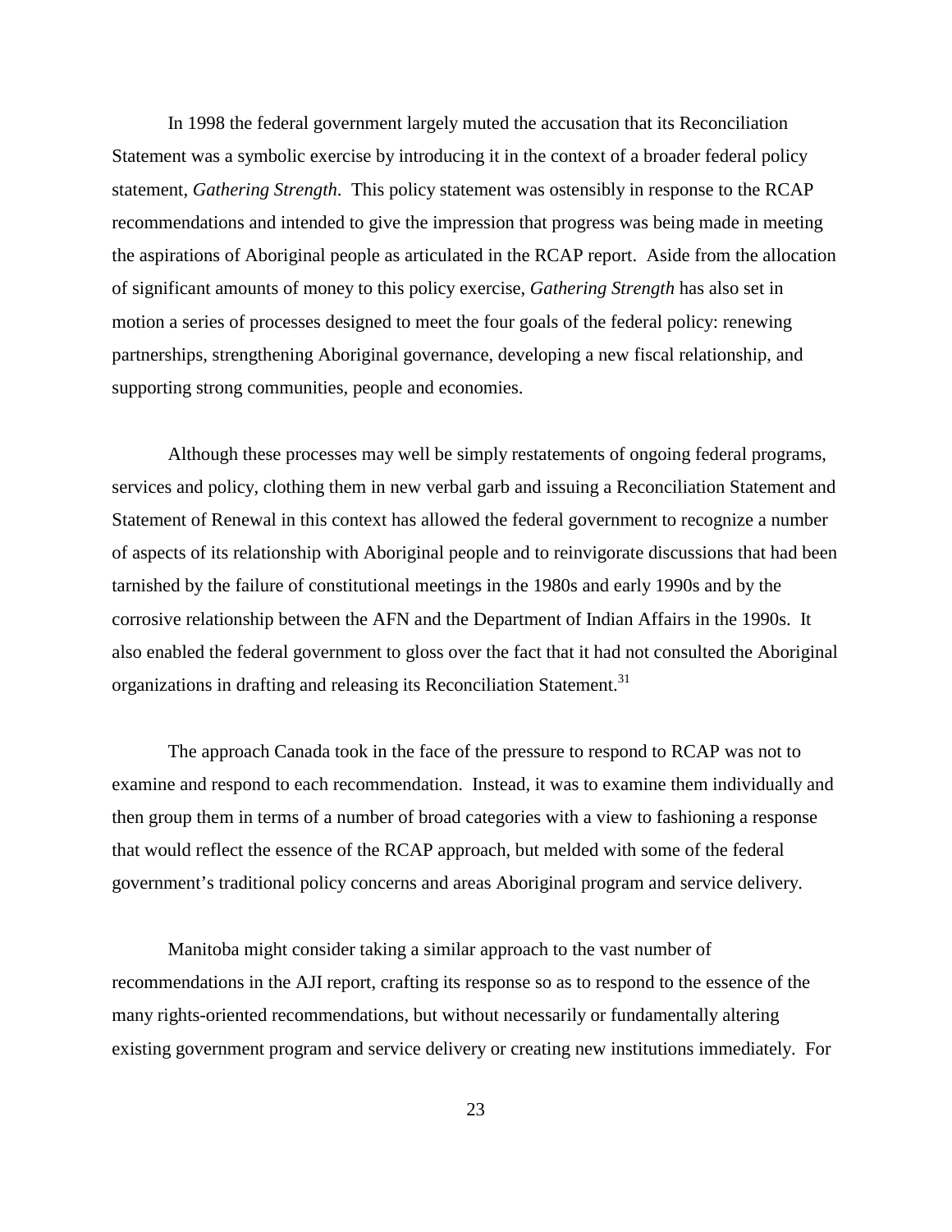In 1998 the federal government largely muted the accusation that its Reconciliation Statement was a symbolic exercise by introducing it in the context of a broader federal policy statement, *Gathering Strength*. This policy statement was ostensibly in response to the RCAP recommendations and intended to give the impression that progress was being made in meeting the aspirations of Aboriginal people as articulated in the RCAP report. Aside from the allocation of significant amounts of money to this policy exercise, *Gathering Strength* has also set in motion a series of processes designed to meet the four goals of the federal policy: renewing partnerships, strengthening Aboriginal governance, developing a new fiscal relationship, and supporting strong communities, people and economies.

Although these processes may well be simply restatements of ongoing federal programs, services and policy, clothing them in new verbal garb and issuing a Reconciliation Statement and Statement of Renewal in this context has allowed the federal government to recognize a number of aspects of its relationship with Aboriginal people and to reinvigorate discussions that had been tarnished by the failure of constitutional meetings in the 1980s and early 1990s and by the corrosive relationship between the AFN and the Department of Indian Affairs in the 1990s. It also enabled the federal government to gloss over the fact that it had not consulted the Aboriginal organizations in drafting and releasing its Reconciliation Statement.[31]

The approach Canada took in the face of the pressure to respond to RCAP was not to examine and respond to each recommendation. Instead, it was to examine them individually and then group them in terms of a number of broad categories with a view to fashioning a response that would reflect the essence of the RCAP approach, but melded with some of the federal government's traditional policy concerns and areas Aboriginal program and service delivery.

Manitoba might consider taking a similar approach to the vast number of recommendations in the AJI report, crafting its response so as to respond to the essence of the many rights-oriented recommendations, but without necessarily or fundamentally altering existing government program and service delivery or creating new institutions immediately. For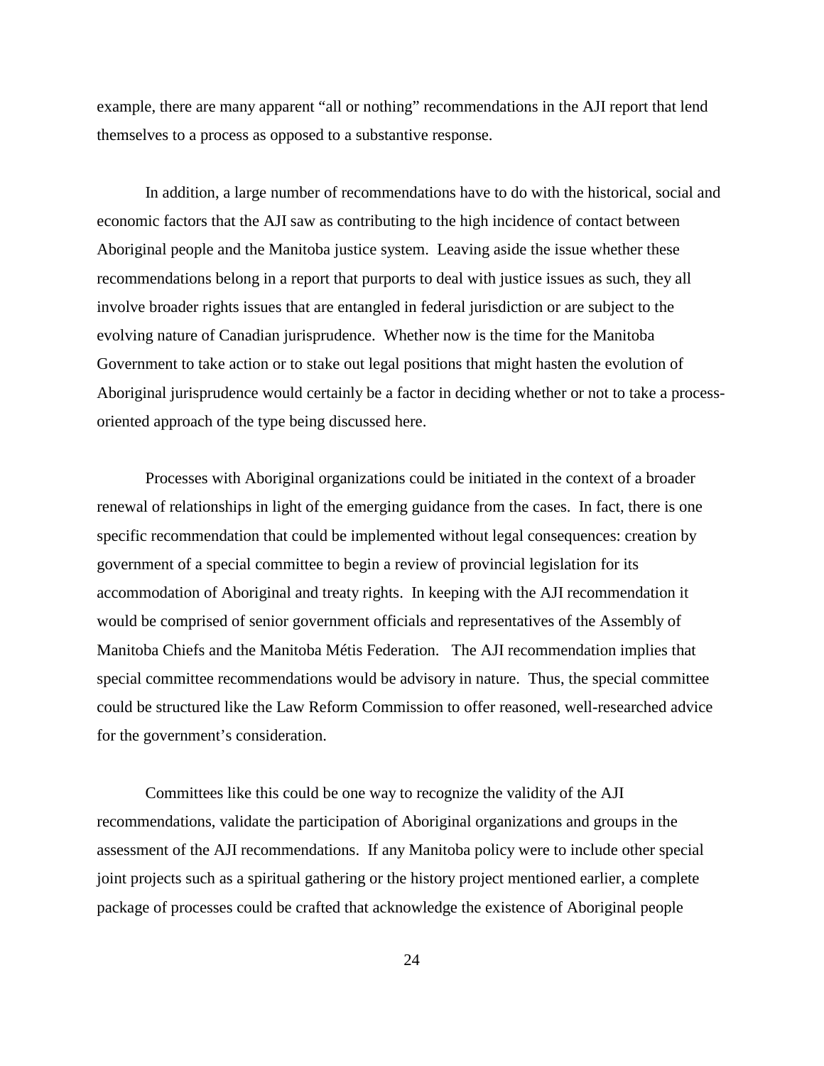example, there are many apparent "all or nothing" recommendations in the AJI report that lend themselves to a process as opposed to a substantive response.

In addition, a large number of recommendations have to do with the historical, social and economic factors that the AJI saw as contributing to the high incidence of contact between Aboriginal people and the Manitoba justice system. Leaving aside the issue whether these recommendations belong in a report that purports to deal with justice issues as such, they all involve broader rights issues that are entangled in federal jurisdiction or are subject to the evolving nature of Canadian jurisprudence. Whether now is the time for the Manitoba Government to take action or to stake out legal positions that might hasten the evolution of Aboriginal jurisprudence would certainly be a factor in deciding whether or not to take a process-oriented approach of the type being discussed here.

Processes with Aboriginal organizations could be initiated in the context of a broader renewal of relationships in light of the emerging guidance from the cases. In fact, there is one specific recommendation that could be implemented without legal consequences: creation by government of a special committee to begin a review of provincial legislation for its accommodation of Aboriginal and treaty rights. In keeping with the AJI recommendation it would be comprised of senior government officials and representatives of the Assembly of Manitoba Chiefs and the Manitoba Métis Federation. The AJI recommendation implies that special committee recommendations would be advisory in nature. Thus, the special committee could be structured like the Law Reform Commission to offer reasoned, well-researched advice for the government's consideration.

Committees like this could be one way to recognize the validity of the AJI recommendations, validate the participation of Aboriginal organizations and groups in the assessment of the AJI recommendations. If any Manitoba policy were to include other special joint projects such as a spiritual gathering or the history project mentioned earlier, a complete package of processes could be crafted that acknowledge the existence of Aboriginal people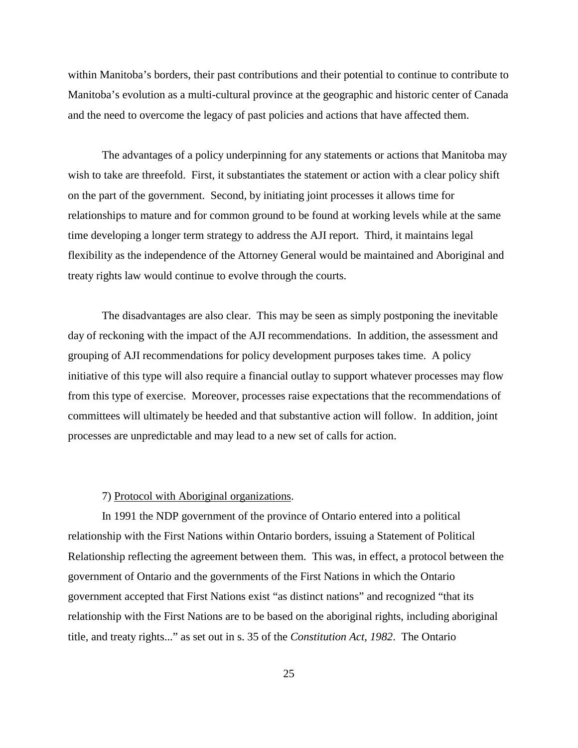within Manitoba's borders, their past contributions and their potential to continue to contribute to Manitoba's evolution as a multi-cultural province at the geographic and historic center of Canada and the need to overcome the legacy of past policies and actions that have affected them.

The advantages of a policy underpinning for any statements or actions that Manitoba may wish to take are threefold. First, it substantiates the statement or action with a clear policy shift on the part of the government. Second, by initiating joint processes it allows time for relationships to mature and for common ground to be found at working levels while at the same time developing a longer term strategy to address the AJI report. Third, it maintains legal flexibility as the independence of the Attorney General would be maintained and Aboriginal and treaty rights law would continue to evolve through the courts.

The disadvantages are also clear. This may be seen as simply postponing the inevitable day of reckoning with the impact of the AJI recommendations. In addition, the assessment and grouping of AJI recommendations for policy development purposes takes time. A policy initiative of this type will also require a financial outlay to support whatever processes may flow from this type of exercise. Moreover, processes raise expectations that the recommendations of committees will ultimately be heeded and that substantive action will follow. In addition, joint processes are unpredictable and may lead to a new set of calls for action.

7) <u>Protocol with Aboriginal organizations</u>.

In 1991 the NDP government of the province of Ontario entered into a political relationship with the First Nations within Ontario borders, issuing a Statement of Political Relationship reflecting the agreement between them. This was, in effect, a protocol between the government of Ontario and the governments of the First Nations in which the Ontario government accepted that First Nations exist "as distinct nations" and recognized "that its relationship with the First Nations are to be based on the aboriginal rights, including aboriginal title, and treaty rights..." as set out in s. 35 of the *Constitution Act, 1982*. The Ontario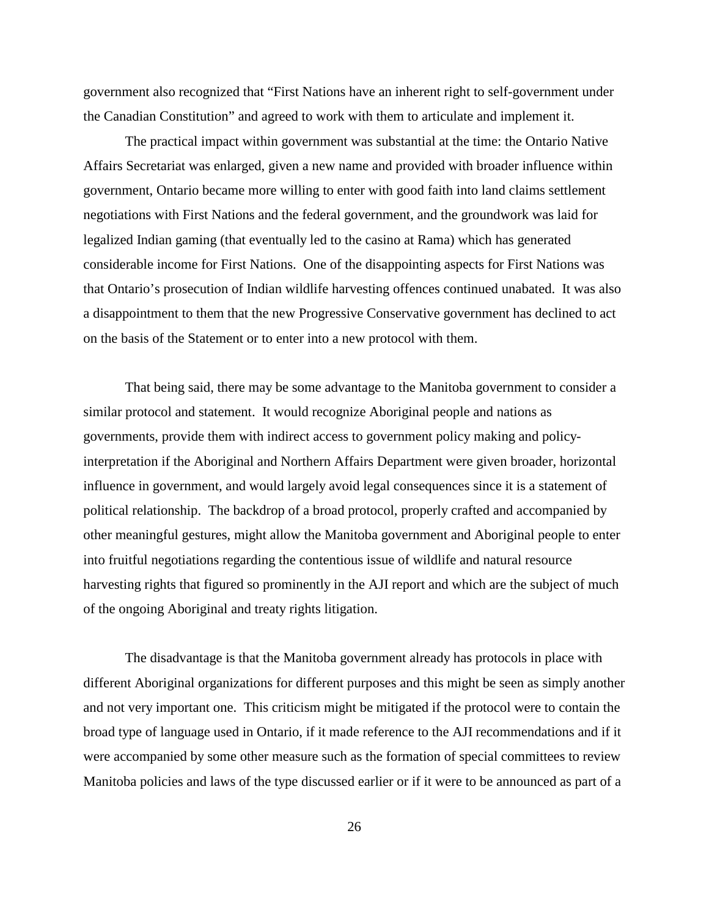government also recognized that "First Nations have an inherent right to self-government under the Canadian Constitution" and agreed to work with them to articulate and implement it.

The practical impact within government was substantial at the time: the Ontario Native Affairs Secretariat was enlarged, given a new name and provided with broader influence within government, Ontario became more willing to enter with good faith into land claims settlement negotiations with First Nations and the federal government, and the groundwork was laid for legalized Indian gaming (that eventually led to the casino at Rama) which has generated considerable income for First Nations. One of the disappointing aspects for First Nations was that Ontario's prosecution of Indian wildlife harvesting offences continued unabated. It was also a disappointment to them that the new Progressive Conservative government has declined to act on the basis of the Statement or to enter into a new protocol with them.

That being said, there may be some advantage to the Manitoba government to consider a similar protocol and statement. It would recognize Aboriginal people and nations as governments, provide them with indirect access to government policy making and policy-interpretation if the Aboriginal and Northern Affairs Department were given broader, horizontal influence in government, and would largely avoid legal consequences since it is a statement of political relationship. The backdrop of a broad protocol, properly crafted and accompanied by other meaningful gestures, might allow the Manitoba government and Aboriginal people to enter into fruitful negotiations regarding the contentious issue of wildlife and natural resource harvesting rights that figured so prominently in the AJI report and which are the subject of much of the ongoing Aboriginal and treaty rights litigation.

The disadvantage is that the Manitoba government already has protocols in place with different Aboriginal organizations for different purposes and this might be seen as simply another and not very important one. This criticism might be mitigated if the protocol were to contain the broad type of language used in Ontario, if it made reference to the AJI recommendations and if it were accompanied by some other measure such as the formation of special committees to review Manitoba policies and laws of the type discussed earlier or if it were to be announced as part of a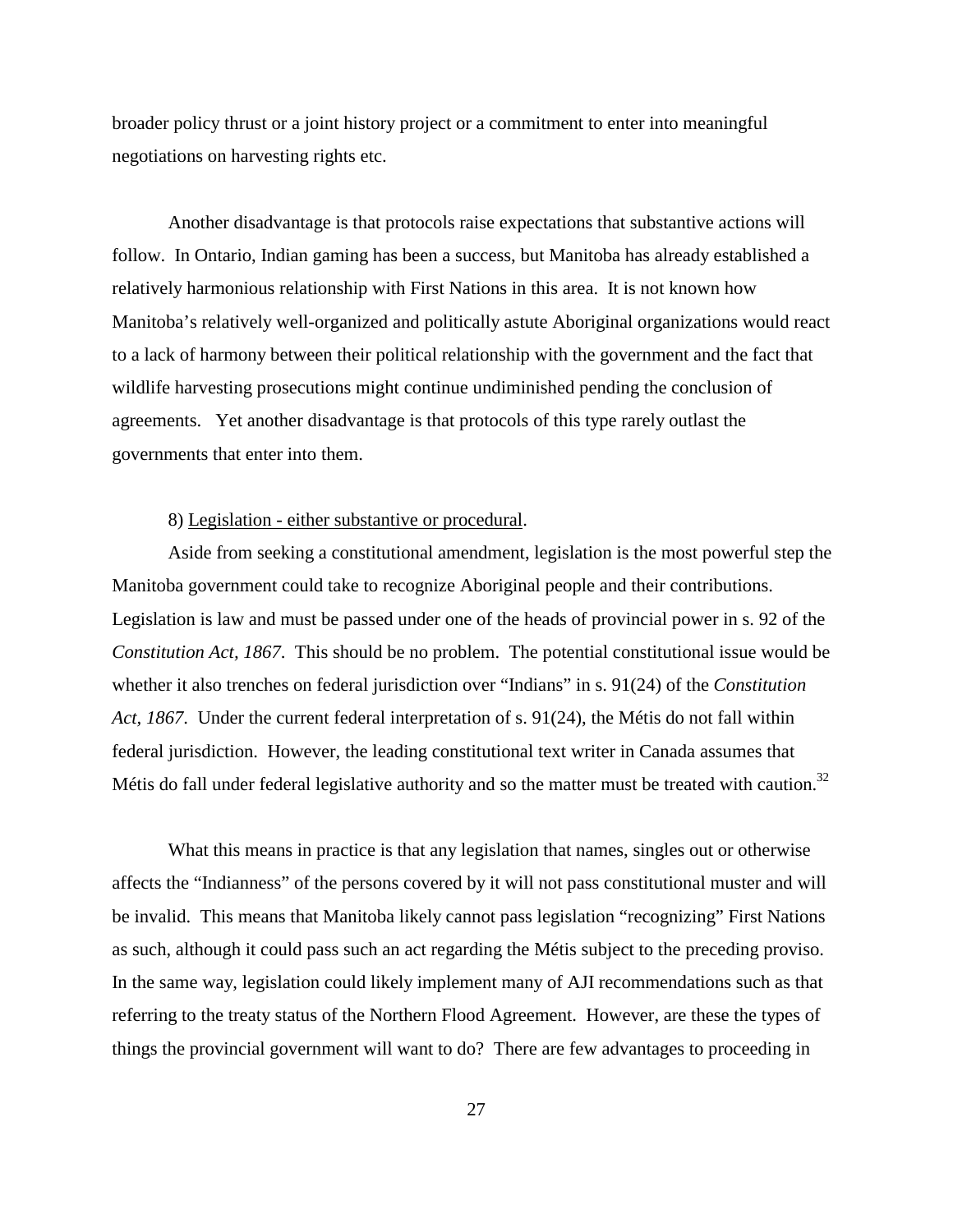broader policy thrust or a joint history project or a commitment to enter into meaningful negotiations on harvesting rights etc.

Another disadvantage is that protocols raise expectations that substantive actions will follow. In Ontario, Indian gaming has been a success, but Manitoba has already established a relatively harmonious relationship with First Nations in this area. It is not known how Manitoba's relatively well-organized and politically astute Aboriginal organizations would react to a lack of harmony between their political relationship with the government and the fact that wildlife harvesting prosecutions might continue undiminished pending the conclusion of agreements. Yet another disadvantage is that protocols of this type rarely outlast the governments that enter into them.

8) Legislation - either substantive or procedural.

Aside from seeking a constitutional amendment, legislation is the most powerful step the Manitoba government could take to recognize Aboriginal people and their contributions. Legislation is law and must be passed under one of the heads of provincial power in s. 92 of the *Constitution Act, 1867*. This should be no problem. The potential constitutional issue would be whether it also trenches on federal jurisdiction over "Indians" in s. 91(24) of the *Constitution Act, 1867*. Under the current federal interpretation of s. 91(24), the Métis do not fall within federal jurisdiction. However, the leading constitutional text writer in Canada assumes that Métis do fall under federal legislative authority and so the matter must be treated with caution.[32]

What this means in practice is that any legislation that names, singles out or otherwise affects the "Indianness" of the persons covered by it will not pass constitutional muster and will be invalid. This means that Manitoba likely cannot pass legislation "recognizing" First Nations as such, although it could pass such an act regarding the Métis subject to the preceding proviso. In the same way, legislation could likely implement many of AJI recommendations such as that referring to the treaty status of the Northern Flood Agreement. However, are these the types of things the provincial government will want to do? There are few advantages to proceeding in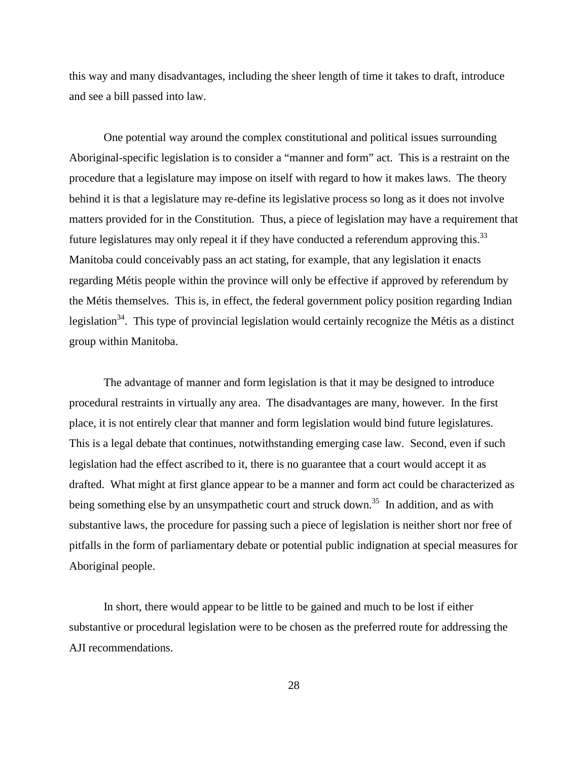this way and many disadvantages, including the sheer length of time it takes to draft, introduce and see a bill passed into law.

One potential way around the complex constitutional and political issues surrounding Aboriginal-specific legislation is to consider a "manner and form" act. This is a restraint on the procedure that a legislature may impose on itself with regard to how it makes laws. The theory behind it is that a legislature may re-define its legislative process so long as it does not involve matters provided for in the Constitution. Thus, a piece of legislation may have a requirement that future legislatures may only repeal it if they have conducted a referendum approving this.[33] Manitoba could conceivably pass an act stating, for example, that any legislation it enacts regarding Métis people within the province will only be effective if approved by referendum by the Métis themselves. This is, in effect, the federal government policy position regarding Indian legislation[34]. This type of provincial legislation would certainly recognize the Métis as a distinct group within Manitoba.

The advantage of manner and form legislation is that it may be designed to introduce procedural restraints in virtually any area. The disadvantages are many, however. In the first place, it is not entirely clear that manner and form legislation would bind future legislatures. This is a legal debate that continues, notwithstanding emerging case law. Second, even if such legislation had the effect ascribed to it, there is no guarantee that a court would accept it as drafted. What might at first glance appear to be a manner and form act could be characterized as being something else by an unsympathetic court and struck down.[35] In addition, and as with substantive laws, the procedure for passing such a piece of legislation is neither short nor free of pitfalls in the form of parliamentary debate or potential public indignation at special measures for Aboriginal people.

In short, there would appear to be little to be gained and much to be lost if either substantive or procedural legislation were to be chosen as the preferred route for addressing the AJI recommendations.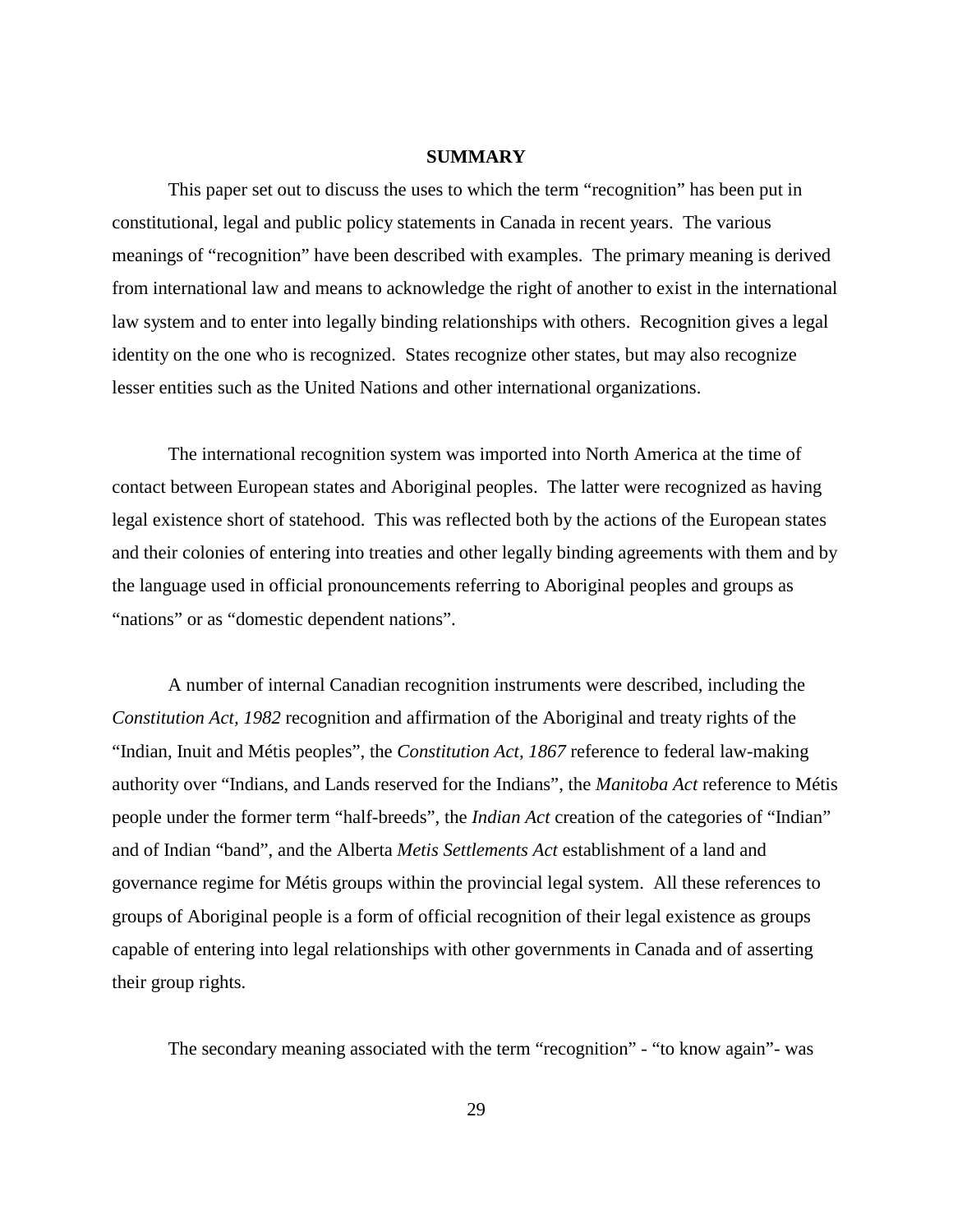## SUMMARY

This paper set out to discuss the uses to which the term "recognition" has been put in constitutional, legal and public policy statements in Canada in recent years. The various meanings of "recognition" have been described with examples. The primary meaning is derived from international law and means to acknowledge the right of another to exist in the international law system and to enter into legally binding relationships with others. Recognition gives a legal identity on the one who is recognized. States recognize other states, but may also recognize lesser entities such as the United Nations and other international organizations.

The international recognition system was imported into North America at the time of contact between European states and Aboriginal peoples. The latter were recognized as having legal existence short of statehood. This was reflected both by the actions of the European states and their colonies of entering into treaties and other legally binding agreements with them and by the language used in official pronouncements referring to Aboriginal peoples and groups as "nations" or as "domestic dependent nations".

A number of internal Canadian recognition instruments were described, including the *Constitution Act, 1982* recognition and affirmation of the Aboriginal and treaty rights of the "Indian, Inuit and Métis peoples", the *Constitution Act, 1867* reference to federal law-making authority over "Indians, and Lands reserved for the Indians", the *Manitoba Act* reference to Métis people under the former term "half-breeds", the *Indian Act* creation of the categories of "Indian" and of Indian "band", and the Alberta *Metis Settlements Act* establishment of a land and governance regime for Métis groups within the provincial legal system. All these references to groups of Aboriginal people is a form of official recognition of their legal existence as groups capable of entering into legal relationships with other governments in Canada and of asserting their group rights.

The secondary meaning associated with the term "recognition" - "to know again"- was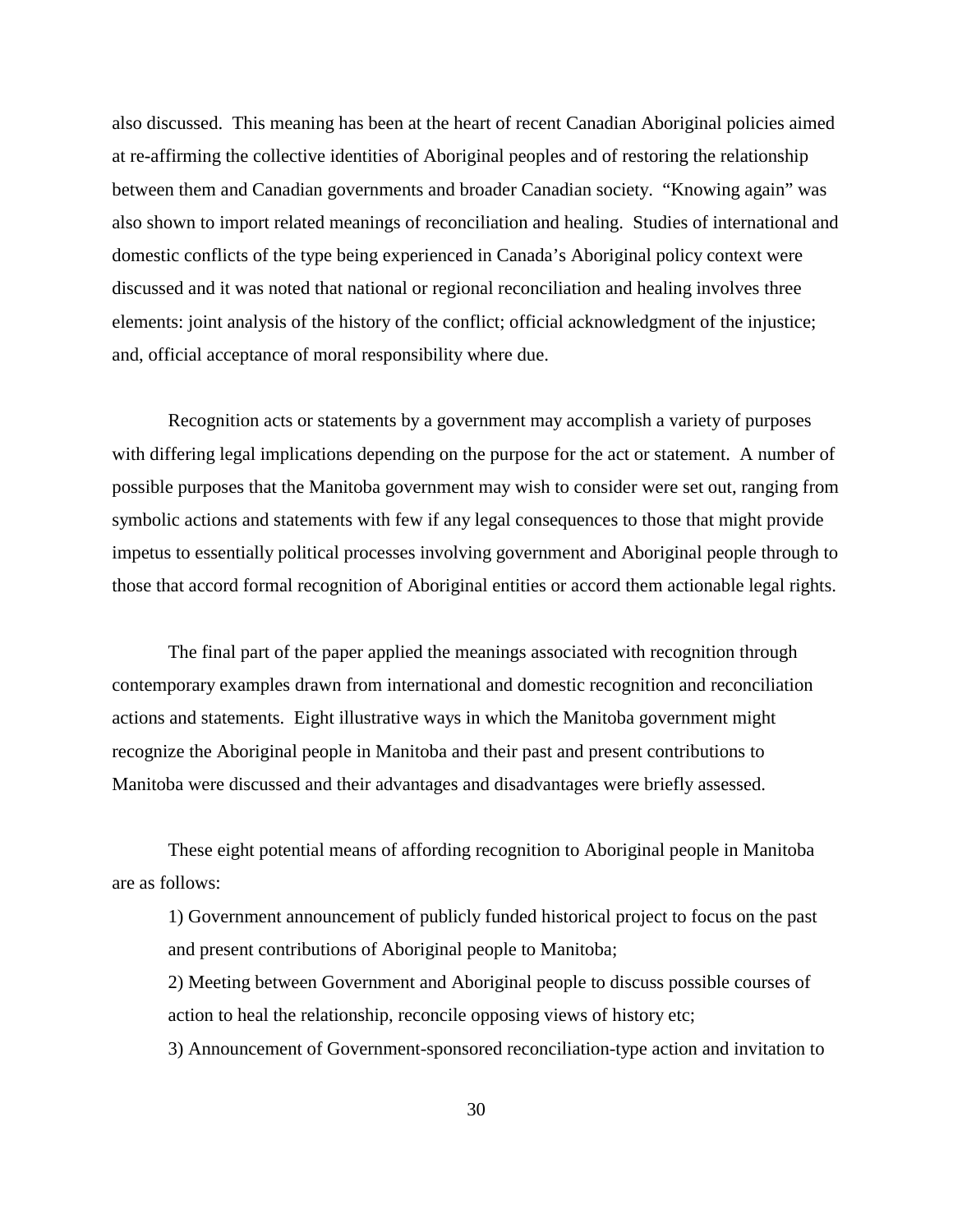also discussed. This meaning has been at the heart of recent Canadian Aboriginal policies aimed at re-affirming the collective identities of Aboriginal peoples and of restoring the relationship between them and Canadian governments and broader Canadian society. "Knowing again" was also shown to import related meanings of reconciliation and healing. Studies of international and domestic conflicts of the type being experienced in Canada's Aboriginal policy context were discussed and it was noted that national or regional reconciliation and healing involves three elements: joint analysis of the history of the conflict; official acknowledgment of the injustice; and, official acceptance of moral responsibility where due.

Recognition acts or statements by a government may accomplish a variety of purposes with differing legal implications depending on the purpose for the act or statement. A number of possible purposes that the Manitoba government may wish to consider were set out, ranging from symbolic actions and statements with few if any legal consequences to those that might provide impetus to essentially political processes involving government and Aboriginal people through to those that accord formal recognition of Aboriginal entities or accord them actionable legal rights.

The final part of the paper applied the meanings associated with recognition through contemporary examples drawn from international and domestic recognition and reconciliation actions and statements. Eight illustrative ways in which the Manitoba government might recognize the Aboriginal people in Manitoba and their past and present contributions to Manitoba were discussed and their advantages and disadvantages were briefly assessed.

These eight potential means of affording recognition to Aboriginal people in Manitoba are as follows:

1) Government announcement of publicly funded historical project to focus on the past and present contributions of Aboriginal people to Manitoba;

2) Meeting between Government and Aboriginal people to discuss possible courses of action to heal the relationship, reconcile opposing views of history etc;

3) Announcement of Government-sponsored reconciliation-type action and invitation to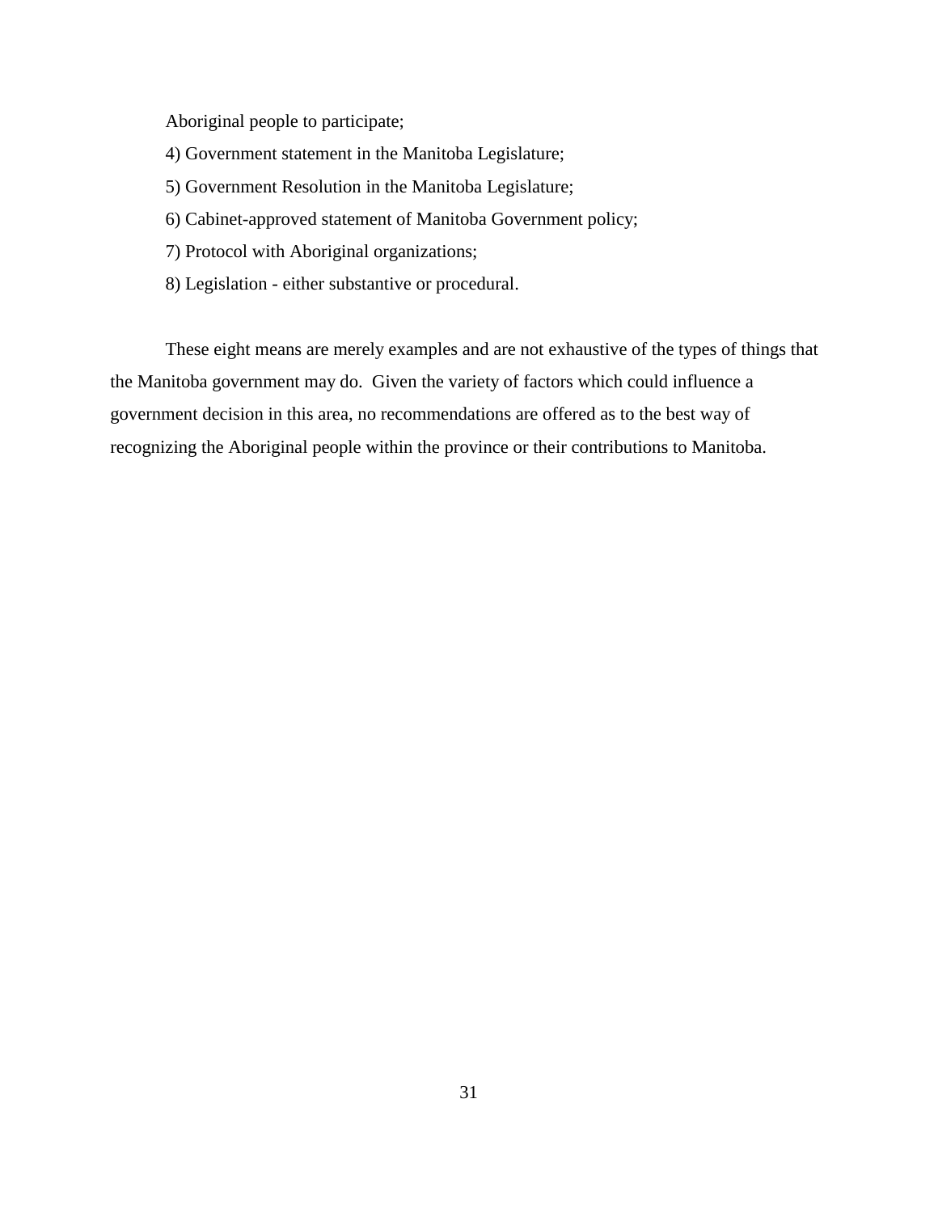Aboriginal people to participate;

4) Government statement in the Manitoba Legislature;

5) Government Resolution in the Manitoba Legislature;

6) Cabinet-approved statement of Manitoba Government policy;

7) Protocol with Aboriginal organizations;

8) Legislation - either substantive or procedural.

These eight means are merely examples and are not exhaustive of the types of things that the Manitoba government may do. Given the variety of factors which could influence a government decision in this area, no recommendations are offered as to the best way of recognizing the Aboriginal people within the province or their contributions to Manitoba.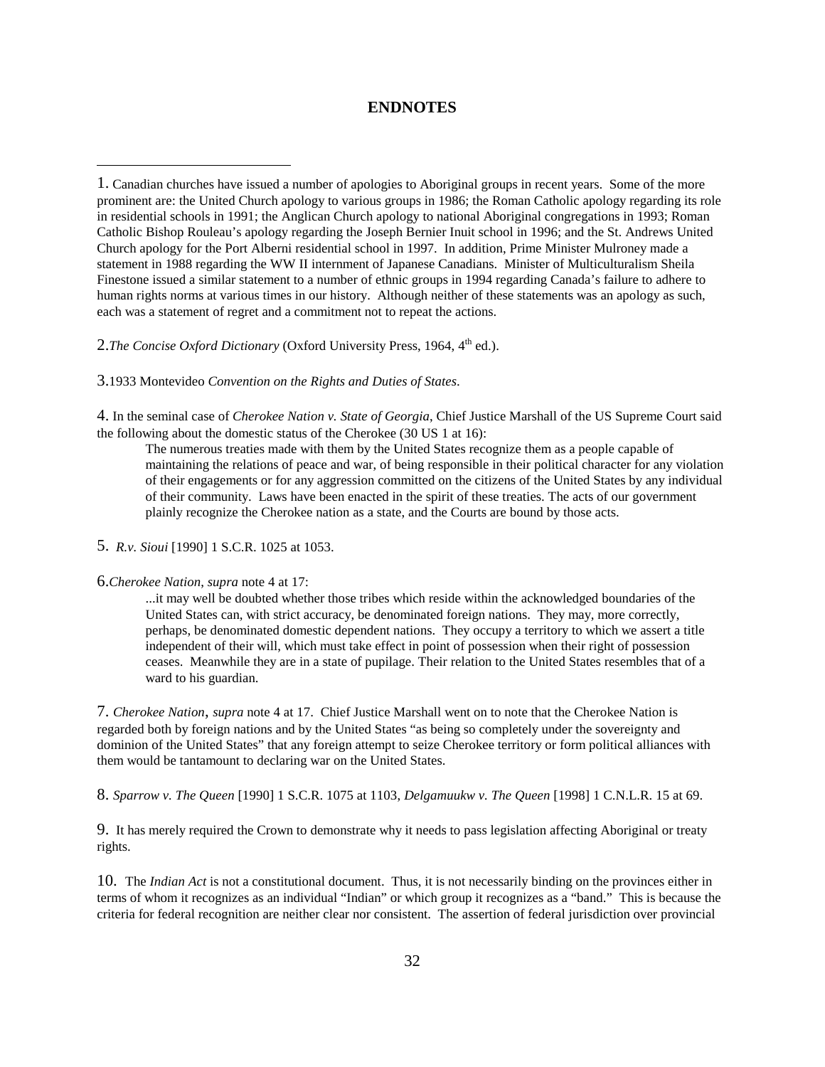## ENDNOTES

1. Canadian churches have issued a number of apologies to Aboriginal groups in recent years. Some of the more prominent are: the United Church apology to various groups in 1986; the Roman Catholic apology regarding its role in residential schools in 1991; the Anglican Church apology to national Aboriginal congregations in 1993; Roman Catholic Bishop Rouleau's apology regarding the Joseph Bernier Inuit school in 1996; and the St. Andrews United Church apology for the Port Alberni residential school in 1997. In addition, Prime Minister Mulroney made a statement in 1988 regarding the WW II internment of Japanese Canadians. Minister of Multiculturalism Sheila Finestone issued a similar statement to a number of ethnic groups in 1994 regarding Canada's failure to adhere to human rights norms at various times in our history. Although neither of these statements was an apology as such, each was a statement of regret and a commitment not to repeat the actions.

2. *The Concise Oxford Dictionary* (Oxford University Press, 1964, 4th ed.).

3. 1933 Montevideo *Convention on the Rights and Duties of States*.

4. In the seminal case of *Cherokee Nation v. State of Georgia*, Chief Justice Marshall of the US Supreme Court said the following about the domestic status of the Cherokee (30 US 1 at 16):

> The numerous treaties made with them by the United States recognize them as a people capable of maintaining the relations of peace and war, of being responsible in their political character for any violation of their engagements or for any aggression committed on the citizens of the United States by any individual of their community. Laws have been enacted in the spirit of these treaties. The acts of our government plainly recognize the Cherokee nation as a state, and the Courts are bound by those acts.

5. *R.v. Sioui* [1990] 1 S.C.R. 1025 at 1053.

6. *Cherokee Nation, supra* note 4 at 17:

> ...it may well be doubted whether those tribes which reside within the acknowledged boundaries of the United States can, with strict accuracy, be denominated foreign nations. They may, more correctly, perhaps, be denominated domestic dependent nations. They occupy a territory to which we assert a title independent of their will, which must take effect in point of possession when their right of possession ceases. Meanwhile they are in a state of pupilage. Their relation to the United States resembles that of a ward to his guardian.

7. *Cherokee Nation*, *supra* note 4 at 17. Chief Justice Marshall went on to note that the Cherokee Nation is regarded both by foreign nations and by the United States "as being so completely under the sovereignty and dominion of the United States" that any foreign attempt to seize Cherokee territory or form political alliances with them would be tantamount to declaring war on the United States.

8. *Sparrow v. The Queen* [1990] 1 S.C.R. 1075 at 1103, *Delgamuukw v. The Queen* [1998] 1 C.N.L.R. 15 at 69.

9. It has merely required the Crown to demonstrate why it needs to pass legislation affecting Aboriginal or treaty rights.

10. The *Indian Act* is not a constitutional document. Thus, it is not necessarily binding on the provinces either in terms of whom it recognizes as an individual "Indian" or which group it recognizes as a "band." This is because the criteria for federal recognition are neither clear nor consistent. The assertion of federal jurisdiction over provincial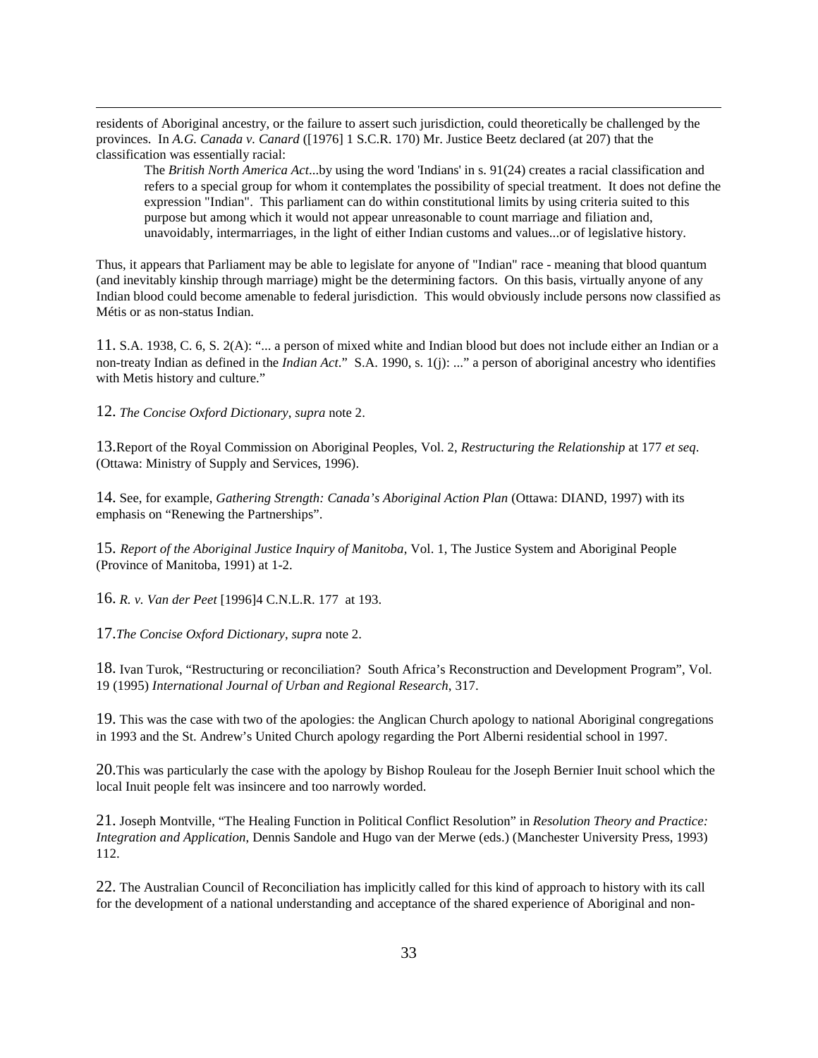residents of Aboriginal ancestry, or the failure to assert such jurisdiction, could theoretically be challenged by the provinces. In *A.G. Canada v. Canard* ([1976] 1 S.C.R. 170) Mr. Justice Beetz declared (at 207) that the classification was essentially racial:

> The *British North America Act*...by using the word 'Indians' in s. 91(24) creates a racial classification and refers to a special group for whom it contemplates the possibility of special treatment. It does not define the expression "Indian". This parliament can do within constitutional limits by using criteria suited to this purpose but among which it would not appear unreasonable to count marriage and filiation and, unavoidably, intermarriages, in the light of either Indian customs and values...or of legislative history.

Thus, it appears that Parliament may be able to legislate for anyone of "Indian" race - meaning that blood quantum (and inevitably kinship through marriage) might be the determining factors. On this basis, virtually anyone of any Indian blood could become amenable to federal jurisdiction. This would obviously include persons now classified as Métis or as non-status Indian.

11. S.A. 1938, C. 6, S. 2(A): "... a person of mixed white and Indian blood but does not include either an Indian or a non-treaty Indian as defined in the *Indian Act*." S.A. 1990, s. 1(j): ..." a person of aboriginal ancestry who identifies with Metis history and culture."

12. *The Concise Oxford Dictionary*, *supra* note 2.

13. Report of the Royal Commission on Aboriginal Peoples, Vol. 2, *Restructuring the Relationship* at 177 *et seq*. (Ottawa: Ministry of Supply and Services, 1996).

14. See, for example, *Gathering Strength: Canada's Aboriginal Action Plan* (Ottawa: DIAND, 1997) with its emphasis on "Renewing the Partnerships".

15. *Report of the Aboriginal Justice Inquiry of Manitoba*, Vol. 1, The Justice System and Aboriginal People (Province of Manitoba, 1991) at 1-2.

16. *R. v. Van der Peet* [1996]4 C.N.L.R. 177 at 193.

17. *The Concise Oxford Dictionary*, *supra* note 2.

18. Ivan Turok, "Restructuring or reconciliation? South Africa's Reconstruction and Development Program", Vol. 19 (1995) *International Journal of Urban and Regional Research*, 317.

19. This was the case with two of the apologies: the Anglican Church apology to national Aboriginal congregations in 1993 and the St. Andrew's United Church apology regarding the Port Alberni residential school in 1997.

20. This was particularly the case with the apology by Bishop Rouleau for the Joseph Bernier Inuit school which the local Inuit people felt was insincere and too narrowly worded.

21. Joseph Montville, "The Healing Function in Political Conflict Resolution" in *Resolution Theory and Practice: Integration and Application*, Dennis Sandole and Hugo van der Merwe (eds.) (Manchester University Press, 1993) 112.

22. The Australian Council of Reconciliation has implicitly called for this kind of approach to history with its call for the development of a national understanding and acceptance of the shared experience of Aboriginal and non-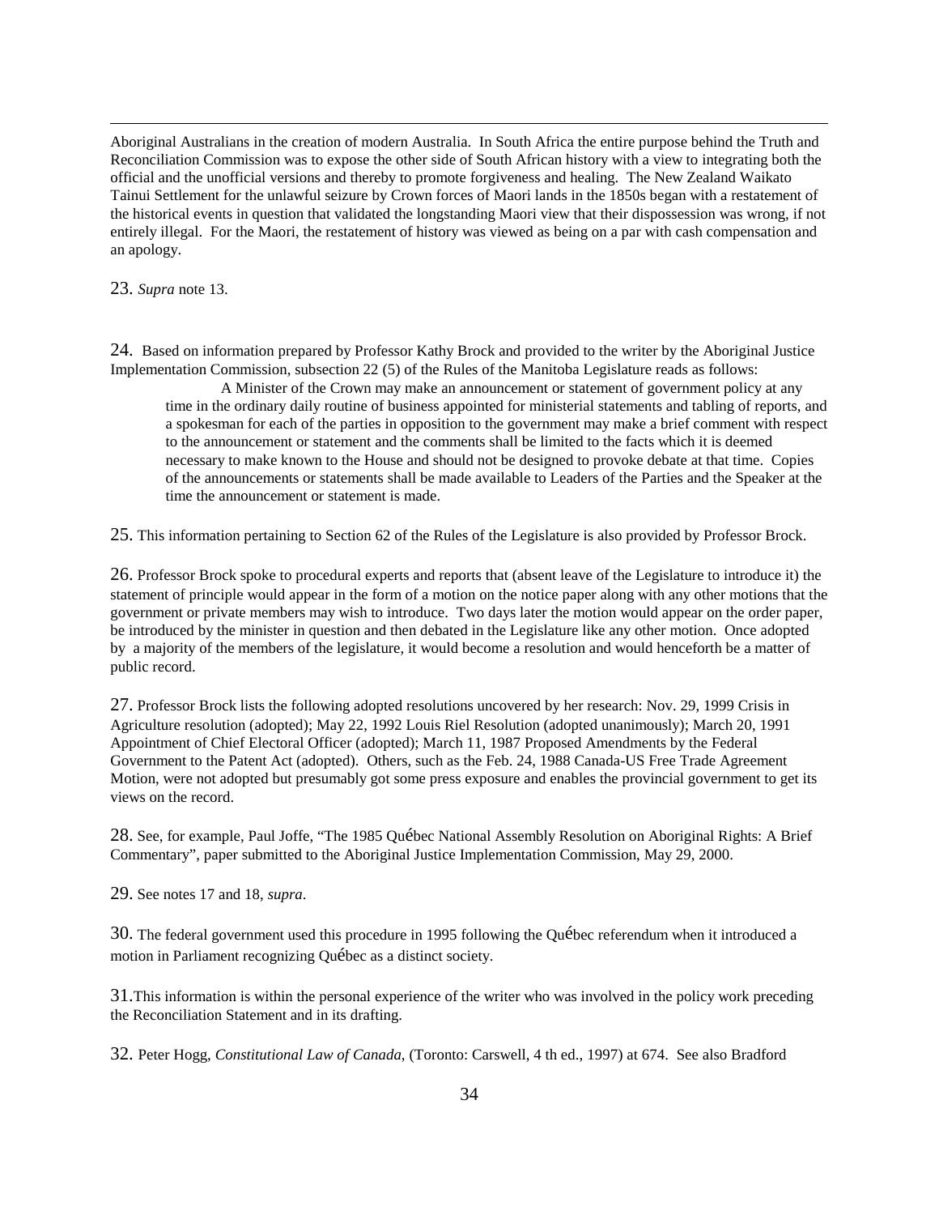Aboriginal Australians in the creation of modern Australia. In South Africa the entire purpose behind the Truth and Reconciliation Commission was to expose the other side of South African history with a view to integrating both the official and the unofficial versions and thereby to promote forgiveness and healing. The New Zealand Waikato Tainui Settlement for the unlawful seizure by Crown forces of Maori lands in the 1850s began with a restatement of the historical events in question that validated the longstanding Maori view that their dispossession was wrong, if not entirely illegal. For the Maori, the restatement of history was viewed as being on a par with cash compensation and an apology.

23. *Supra* note 13.

24. Based on information prepared by Professor Kathy Brock and provided to the writer by the Aboriginal Justice Implementation Commission, subsection 22 (5) of the Rules of the Manitoba Legislature reads as follows:

> A Minister of the Crown may make an announcement or statement of government policy at any time in the ordinary daily routine of business appointed for ministerial statements and tabling of reports, and a spokesman for each of the parties in opposition to the government may make a brief comment with respect to the announcement or statement and the comments shall be limited to the facts which it is deemed necessary to make known to the House and should not be designed to provoke debate at that time. Copies of the announcements or statements shall be made available to Leaders of the Parties and the Speaker at the time the announcement or statement is made.

25. This information pertaining to Section 62 of the Rules of the Legislature is also provided by Professor Brock.

26. Professor Brock spoke to procedural experts and reports that (absent leave of the Legislature to introduce it) the statement of principle would appear in the form of a motion on the notice paper along with any other motions that the government or private members may wish to introduce. Two days later the motion would appear on the order paper, be introduced by the minister in question and then debated in the Legislature like any other motion. Once adopted by a majority of the members of the legislature, it would become a resolution and would henceforth be a matter of public record.

27. Professor Brock lists the following adopted resolutions uncovered by her research: Nov. 29, 1999 Crisis in Agriculture resolution (adopted); May 22, 1992 Louis Riel Resolution (adopted unanimously); March 20, 1991 Appointment of Chief Electoral Officer (adopted); March 11, 1987 Proposed Amendments by the Federal Government to the Patent Act (adopted). Others, such as the Feb. 24, 1988 Canada-US Free Trade Agreement Motion, were not adopted but presumably got some press exposure and enables the provincial government to get its views on the record.

28. See, for example, Paul Joffe, "The 1985 Québec National Assembly Resolution on Aboriginal Rights: A Brief Commentary", paper submitted to the Aboriginal Justice Implementation Commission, May 29, 2000.

29. See notes 17 and 18, *supra*.

30. The federal government used this procedure in 1995 following the Québec referendum when it introduced a motion in Parliament recognizing Québec as a distinct society.

31. This information is within the personal experience of the writer who was involved in the policy work preceding the Reconciliation Statement and in its drafting.

32. Peter Hogg, *Constitutional Law of Canada*, (Toronto: Carswell, 4 th ed., 1997) at 674. See also Bradford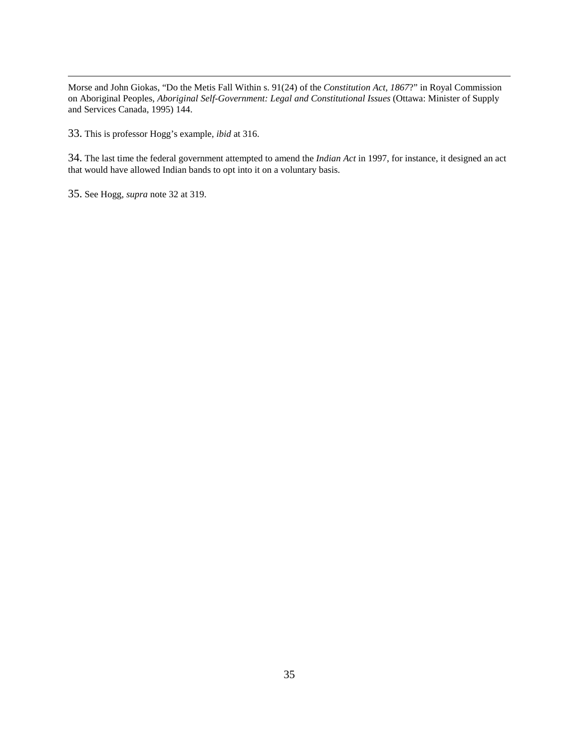Morse and John Giokas, "Do the Metis Fall Within s. 91(24) of the *Constitution Act, 1867*?" in Royal Commission on Aboriginal Peoples, *Aboriginal Self-Government: Legal and Constitutional Issues* (Ottawa: Minister of Supply and Services Canada, 1995) 144.

33. This is professor Hogg's example, *ibid* at 316.

34. The last time the federal government attempted to amend the *Indian Act* in 1997, for instance, it designed an act that would have allowed Indian bands to opt into it on a voluntary basis.

35. See Hogg, *supra* note 32 at 319.